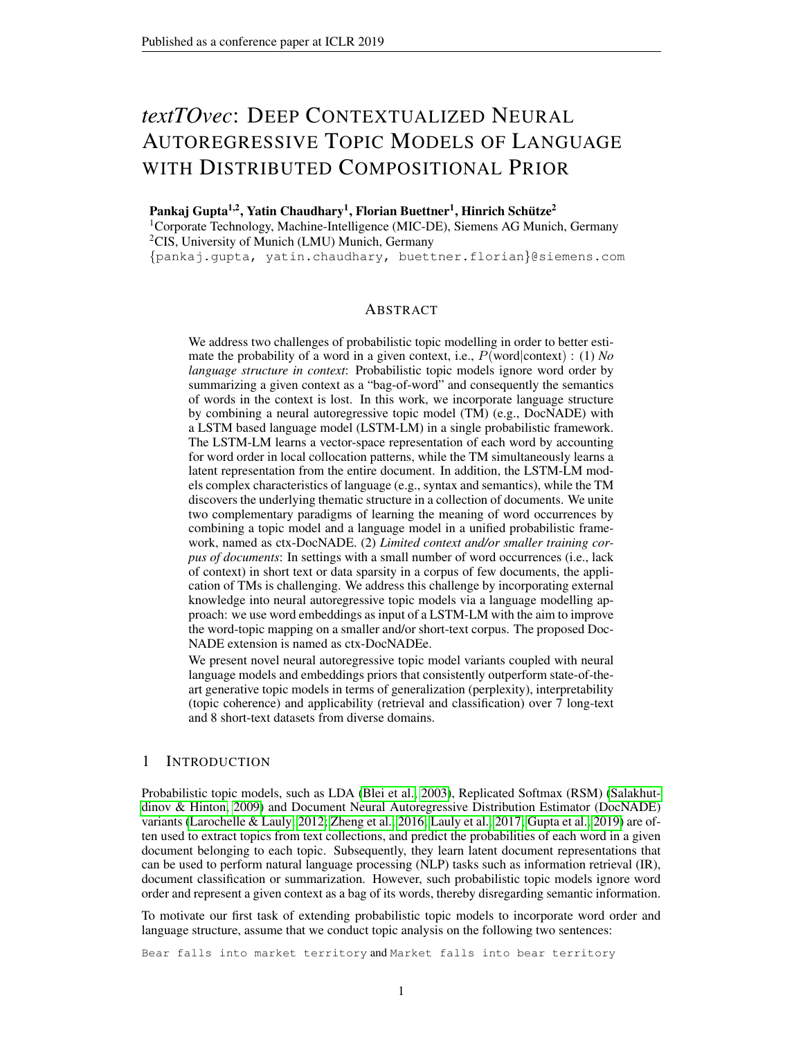# *textTOvec*: Deep Contextualized Neural Autoregressive Topic Models of Language with Distributed Compositional Prior

**Pankaj Gupta[1,2], Yatin Chaudhary[1], Florian Buettner[1], Hinrich Schütze[2]**

[1]Corporate Technology, Machine-Intelligence (MIC-DE), Siemens AG Munich, Germany
[2]CIS, University of Munich (LMU) Munich, Germany
{pankaj.gupta, yatin.chaudhary, buettner.florian}@siemens.com

## Abstract

We address two challenges of probabilistic topic modelling in order to better estimate the probability of a word in a given context, i.e., $P(\text{word}|\text{context})$ : (1) *No language structure in context*: Probabilistic topic models ignore word order by summarizing a given context as a "bag-of-word" and consequently the semantics of words in the context is lost. In this work, we incorporate language structure by combining a neural autoregressive topic model (TM) (e.g., DocNADE) with a LSTM based language model (LSTM-LM) in a single probabilistic framework. The LSTM-LM learns a vector-space representation of each word by accounting for word order in local collocation patterns, while the TM simultaneously learns a latent representation from the entire document. In addition, the LSTM-LM models complex characteristics of language (e.g., syntax and semantics), while the TM discovers the underlying thematic structure in a collection of documents. We unite two complementary paradigms of learning the meaning of word occurrences by combining a topic model and a language model in a unified probabilistic framework, named as ctx-DocNADE. (2) *Limited context and/or smaller training corpus of documents*: In settings with a small number of word occurrences (i.e., lack of context) in short text or data sparsity in a corpus of few documents, the application of TMs is challenging. We address this challenge by incorporating external knowledge into neural autoregressive topic models via a language modelling approach: we use word embeddings as input of a LSTM-LM with the aim to improve the word-topic mapping on a smaller and/or short-text corpus. The proposed DocNADE extension is named as ctx-DocNADEe.

We present novel neural autoregressive topic model variants coupled with neural language models and embeddings priors that consistently outperform state-of-the-art generative topic models in terms of generalization (perplexity), interpretability (topic coherence) and applicability (retrieval and classification) over 7 long-text and 8 short-text datasets from diverse domains.

## 1 Introduction

Probabilistic topic models, such as LDA (Blei et al., 2003), Replicated Softmax (RSM) (Salakhutdinov & Hinton, 2009) and Document Neural Autoregressive Distribution Estimator (DocNADE) variants (Larochelle & Lauly, 2012; Zheng et al., 2016; Lauly et al., 2017; Gupta et al., 2019) are often used to extract topics from text collections, and predict the probabilities of each word in a given document belonging to each topic. Subsequently, they learn latent document representations that can be used to perform natural language processing (NLP) tasks such as information retrieval (IR), document classification or summarization. However, such probabilistic topic models ignore word order and represent a given context as a bag of its words, thereby disregarding semantic information.

To motivate our first task of extending probabilistic topic models to incorporate word order and language structure, assume that we conduct topic analysis on the following two sentences:

`Bear falls into market territory` and `Market falls into bear territory`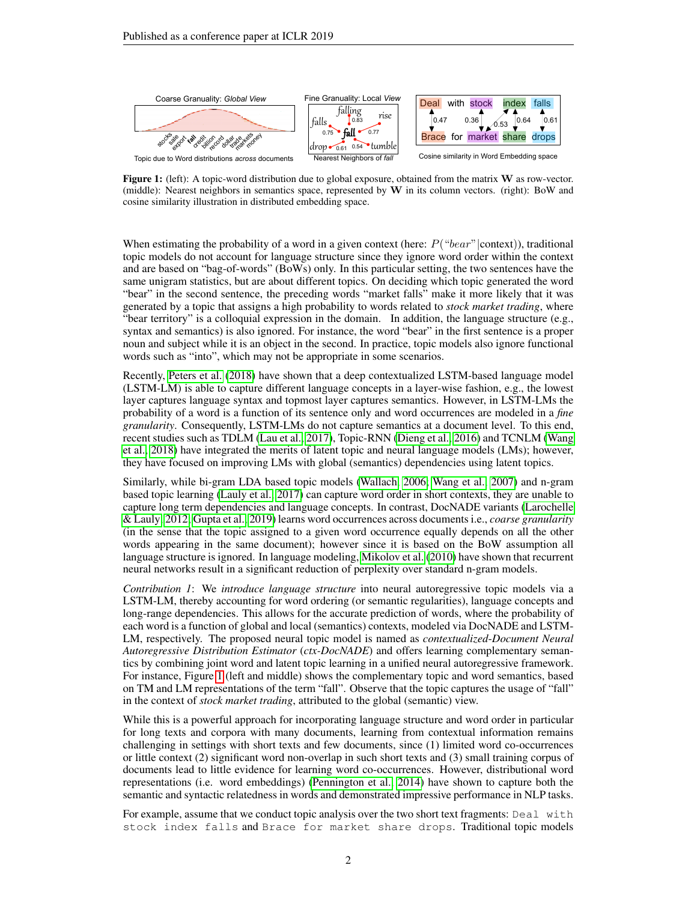Figure 1: (left): A topic-word distribution due to global exposure, obtained from the matrix $\mathbf{W}$ as row-vector. (middle): Nearest neighbors in semantics space, represented by $\mathbf{W}$ in its column vectors. (right): BoW and cosine similarity illustration in distributed embedding space.

When estimating the probability of a word in a given context (here: $P(\text{"}bear\text{"}|\text{context})$), traditional topic models do not account for language structure since they ignore word order within the context and are based on "bag-of-words" (BoWs) only. In this particular setting, the two sentences have the same unigram statistics, but are about different topics. On deciding which topic generated the word "bear" in the second sentence, the preceding words "market falls" make it more likely that it was generated by a topic that assigns a high probability to words related to *stock market trading*, where "bear territory" is a colloquial expression in the domain. In addition, the language structure (e.g., syntax and semantics) is also ignored. For instance, the word "bear" in the first sentence is a proper noun and subject while it is an object in the second. In practice, topic models also ignore functional words such as "into", which may not be appropriate in some scenarios.

Recently, Peters et al. (2018) have shown that a deep contextualized LSTM-based language model (LSTM-LM) is able to capture different language concepts in a layer-wise fashion, e.g., the lowest layer captures language syntax and topmost layer captures semantics. However, in LSTM-LMs the probability of a word is a function of its sentence only and word occurrences are modeled in a *fine granularity*. Consequently, LSTM-LMs do not capture semantics at a document level. To this end, recent studies such as TDLM (Lau et al., 2017), Topic-RNN (Dieng et al., 2016) and TCNLM (Wang et al., 2018) have integrated the merits of latent topic and neural language models (LMs); however, they have focused on improving LMs with global (semantics) dependencies using latent topics.

Similarly, while bi-gram LDA based topic models (Wallach, 2006; Wang et al., 2007) and n-gram based topic learning (Lauly et al., 2017) can capture word order in short contexts, they are unable to capture long term dependencies and language concepts. In contrast, DocNADE variants (Larochelle & Lauly, 2012; Gupta et al., 2019) learns word occurrences across documents i.e., *coarse granularity* (in the sense that the topic assigned to a given word occurrence equally depends on all the other words appearing in the same document); however since it is based on the BoW assumption all language structure is ignored. In language modeling, Mikolov et al. (2010) have shown that recurrent neural networks result in a significant reduction of perplexity over standard n-gram models.

*Contribution 1*: We *introduce language structure* into neural autoregressive topic models via a LSTM-LM, thereby accounting for word ordering (or semantic regularities), language concepts and long-range dependencies. This allows for the accurate prediction of words, where the probability of each word is a function of global and local (semantics) contexts, modeled via DocNADE and LSTM-LM, respectively. The proposed neural topic model is named as *contextualized-Document Neural Autoregressive Distribution Estimator* (*ctx-DocNADE*) and offers learning complementary semantics by combining joint word and latent topic learning in a unified neural autoregressive framework. For instance, Figure 1 (left and middle) shows the complementary topic and word semantics, based on TM and LM representations of the term "fall". Observe that the topic captures the usage of "fall" in the context of *stock market trading*, attributed to the global (semantic) view.

While this is a powerful approach for incorporating language structure and word order in particular for long texts and corpora with many documents, learning from contextual information remains challenging in settings with short texts and few documents, since (1) limited word co-occurrences or little context (2) significant word non-overlap in such short texts and (3) small training corpus of documents lead to little evidence for learning word co-occurrences. However, distributional word representations (i.e. word embeddings) (Pennington et al., 2014) have shown to capture both the semantic and syntactic relatedness in words and demonstrated impressive performance in NLP tasks.

For example, assume that we conduct topic analysis over the two short text fragments: `Deal with stock index falls` and `Brace for market share drops`. Traditional topic models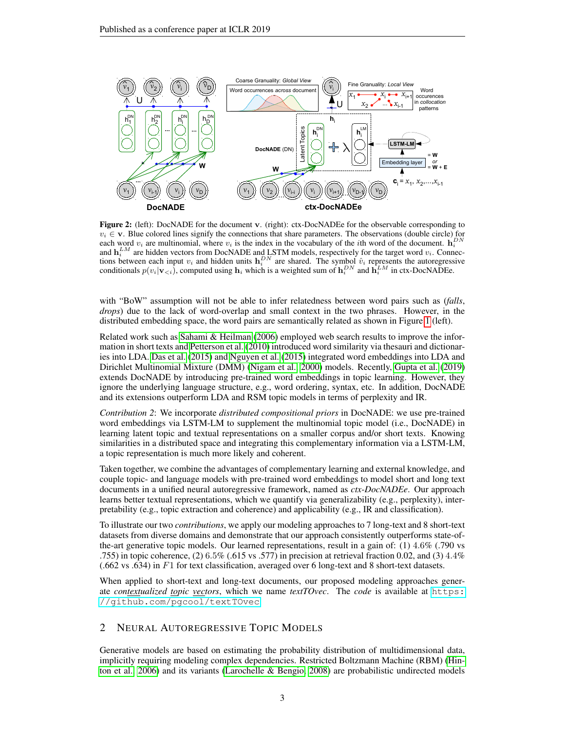**Figure 2:** (left): DocNADE for the document $\mathbf{v}$. (right): ctx-DocNADEe for the observable corresponding to $v_i \in \mathbf{v}$. Blue colored lines signify the connections that share parameters. The observations (double circle) for each word $v_i$ are multinomial, where $v_i$ is the index in the vocabulary of the $i$th word of the document. $\mathbf{h}_i^{DN}$ and $\mathbf{h}_i^{LM}$ are hidden vectors from DocNADE and LSTM models, respectively for the target word $v_i$. Connections between each input $v_i$ and hidden units $\mathbf{h}_i^{DN}$ are shared. The symbol $\hat{v}_i$ represents the autoregressive conditionals $p(v_i|\mathbf{v}_{<i})$, computed using $\mathbf{h}_i$ which is a weighted sum of $\mathbf{h}_i^{DN}$ and $\mathbf{h}_i^{LM}$ in ctx-DocNADEe.

with "BoW" assumption will not be able to infer relatedness between word pairs such as (*falls*, *drops*) due to the lack of word-overlap and small context in the two phrases. However, in the distributed embedding space, the word pairs are semantically related as shown in Figure 1 (left).

Related work such as Sahami & Heilman (2006) employed web search results to improve the information in short texts and Petterson et al. (2010) introduced word similarity via thesauri and dictionaries into LDA. Das et al. (2015) and Nguyen et al. (2015) integrated word embeddings into LDA and Dirichlet Multinomial Mixture (DMM) (Nigam et al., 2000) models. Recently, Gupta et al. (2019) extends DocNADE by introducing pre-trained word embeddings in topic learning. However, they ignore the underlying language structure, e.g., word ordering, syntax, etc. In addition, DocNADE and its extensions outperform LDA and RSM topic models in terms of perplexity and IR.

*Contribution 2*: We incorporate *distributed compositional priors* in DocNADE: we use pre-trained word embeddings via LSTM-LM to supplement the multinomial topic model (i.e., DocNADE) in learning latent topic and textual representations on a smaller corpus and/or short texts. Knowing similarities in a distributed space and integrating this complementary information via a LSTM-LM, a topic representation is much more likely and coherent.

Taken together, we combine the advantages of complementary learning and external knowledge, and couple topic- and language models with pre-trained word embeddings to model short and long text documents in a unified neural autoregressive framework, named as *ctx-DocNADEe*. Our approach learns better textual representations, which we quantify via generalizability (e.g., perplexity), interpretability (e.g., topic extraction and coherence) and applicability (e.g., IR and classification).

To illustrate our two *contributions*, we apply our modeling approaches to 7 long-text and 8 short-text datasets from diverse domains and demonstrate that our approach consistently outperforms state-of-the-art generative topic models. Our learned representations, result in a gain of: (1) 4.6% (.790 vs .755) in topic coherence, (2) 6.5% (.615 vs .577) in precision at retrieval fraction 0.02, and (3) 4.4% (.662 vs .634) in $F1$ for text classification, averaged over 6 long-text and 8 short-text datasets.

When applied to short-text and long-text documents, our proposed modeling approaches generate *contextualized topic vectors*, which we name *textTOvec*. The *code* is available at https://github.com/pgcool/textTOvec.

## 2 Neural Autoregressive Topic Models

Generative models are based on estimating the probability distribution of multidimensional data, implicitly requiring modeling complex dependencies. Restricted Boltzmann Machine (RBM) (Hinton et al., 2006) and its variants (Larochelle & Bengio, 2008) are probabilistic undirected models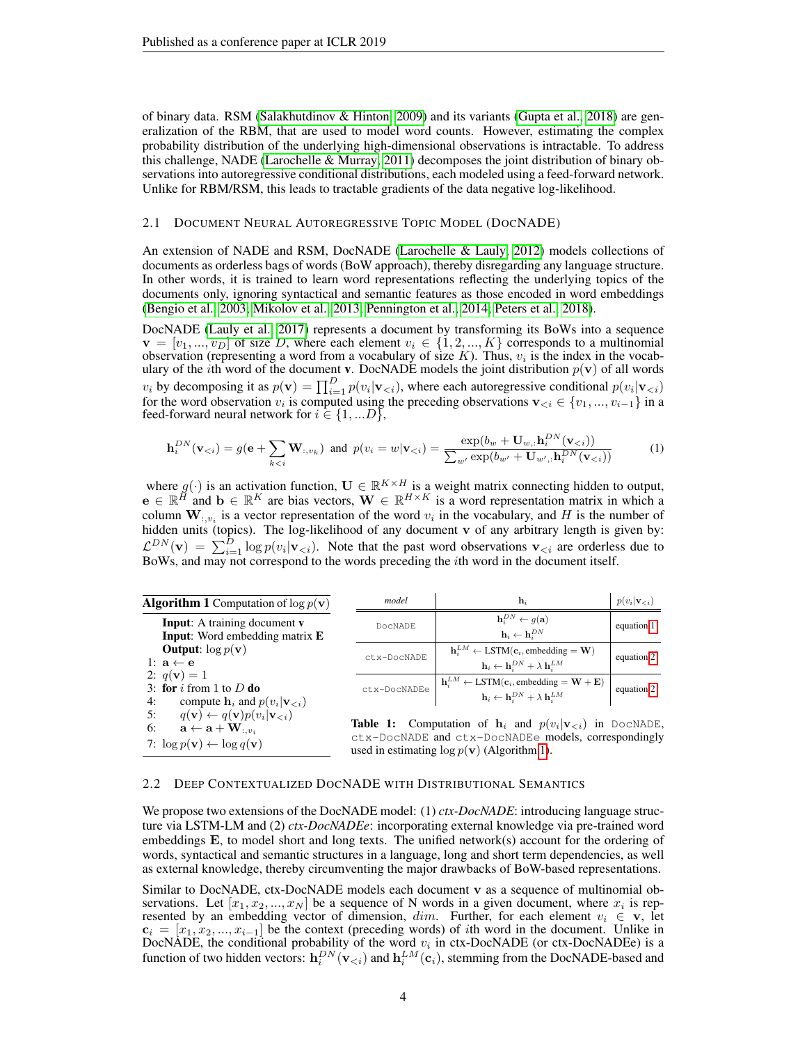of binary data. RSM (Salakhutdinov & Hinton, 2009) and its variants (Gupta et al., 2018) are generalization of the RBM, that are used to model word counts. However, estimating the complex probability distribution of the underlying high-dimensional observations is intractable. To address this challenge, NADE (Larochelle & Murray, 2011) decomposes the joint distribution of binary observations into autoregressive conditional distributions, each modeled using a feed-forward network. Unlike for RBM/RSM, this leads to tractable gradients of the data negative log-likelihood.

### 2.1 Document Neural Autoregressive Topic Model (DocNADE)

An extension of NADE and RSM, DocNADE (Larochelle & Lauly, 2012) models collections of documents as orderless bags of words (BoW approach), thereby disregarding any language structure. In other words, it is trained to learn word representations reflecting the underlying topics of the documents only, ignoring syntactical and semantic features as those encoded in word embeddings (Bengio et al., 2003; Mikolov et al., 2013; Pennington et al., 2014; Peters et al., 2018).

DocNADE (Lauly et al., 2017) represents a document by transforming its BoWs into a sequence $\mathbf{v} = [v_1, ..., v_D]$ of size $D$, where each element $v_i \in \{1, 2, ..., K\}$ corresponds to a multinomial observation (representing a word from a vocabulary of size $K$). Thus, $v_i$ is the index in the vocabulary of the $i$th word of the document $\mathbf{v}$. DocNADE models the joint distribution $p(\mathbf{v})$ of all words $v_i$ by decomposing it as $p(\mathbf{v}) = \prod_{i=1}^{D} p(v_i|\mathbf{v}_{<i})$, where each autoregressive conditional $p(v_i|\mathbf{v}_{<i})$ for the word observation $v_i$ is computed using the preceding observations $\mathbf{v}_{<i} \in \{v_1, ..., v_{i-1}\}$ in a feed-forward neural network for $i \in \{1, ...D\}$,

$$\mathbf{h}_i^{DN}(\mathbf{v}_{<i}) = g(\mathbf{e} + \sum_{k<i} \mathbf{W}_{:,v_k}) \text{ and } p(v_i = w|\mathbf{v}_{<i}) = \frac{\exp(b_w + \mathbf{U}_{w,:}\mathbf{h}_i^{DN}(\mathbf{v}_{<i}))}{\sum_{w'} \exp(b_{w'} + \mathbf{U}_{w',:}\mathbf{h}_i^{DN}(\mathbf{v}_{<i}))} \tag{1}$$

where $g(\cdot)$ is an activation function, $\mathbf{U} \in \mathbb{R}^{K \times H}$ is a weight matrix connecting hidden to output, $\mathbf{e} \in \mathbb{R}^H$ and $\mathbf{b} \in \mathbb{R}^K$ are bias vectors, $\mathbf{W} \in \mathbb{R}^{H \times K}$ is a word representation matrix in which a column $\mathbf{W}_{:,v_i}$ is a vector representation of the word $v_i$ in the vocabulary, and $H$ is the number of hidden units (topics). The log-likelihood of any document $\mathbf{v}$ of any arbitrary length is given by: $\mathcal{L}^{DN}(\mathbf{v}) = \sum_{i=1}^{D} \log p(v_i|\mathbf{v}_{<i})$. Note that the past word observations $\mathbf{v}_{<i}$ are orderless due to BoWs, and may not correspond to the words preceding the $i$th word in the document itself.

**Algorithm 1** Computation of $\log p(\mathbf{v})$

**Input**: A training document $\mathbf{v}$
**Input**: Word embedding matrix $\mathbf{E}$
**Output**: $\log p(\mathbf{v})$

1: $\mathbf{a} \leftarrow \mathbf{e}$
2: $q(\mathbf{v}) = 1$
3: **for** $i$ from 1 to $D$ **do**
4: compute $\mathbf{h}_i$ and $p(v_i|\mathbf{v}_{<i})$
5: $q(\mathbf{v}) \leftarrow q(\mathbf{v})p(v_i|\mathbf{v}_{<i})$
6: $\mathbf{a} \leftarrow \mathbf{a} + \mathbf{W}_{:,v_i}$
7: $\log p(\mathbf{v}) \leftarrow \log q(\mathbf{v})$

| *model* | $\mathbf{h}_i$ | $p(v_i\|\mathbf{v}_{<i})$ |
|---|---|---|
| DocNADE | $\mathbf{h}_i^{DN} \leftarrow g(\mathbf{a})$ <br> $\mathbf{h}_i \leftarrow \mathbf{h}_i^{DN}$ | equation 1 |
| ctx-DocNADE | $\mathbf{h}_i^{LM} \leftarrow \text{LSTM}(\mathbf{c}_i, \text{embedding} = \mathbf{W})$ <br> $\mathbf{h}_i \leftarrow \mathbf{h}_i^{DN} + \lambda\, \mathbf{h}_i^{LM}$ | equation 2 |
| ctx-DocNADEe | $\mathbf{h}_i^{LM} \leftarrow \text{LSTM}(\mathbf{c}_i, \text{embedding} = \mathbf{W} + \mathbf{E})$ <br> $\mathbf{h}_i \leftarrow \mathbf{h}_i^{DN} + \lambda\, \mathbf{h}_i^{LM}$ | equation 2 |

**Table 1:** Computation of $\mathbf{h}_i$ and $p(v_i|\mathbf{v}_{<i})$ in DocNADE, ctx-DocNADE and ctx-DocNADEe models, correspondingly used in estimating $\log p(\mathbf{v})$ (Algorithm 1).

### 2.2 Deep Contextualized DocNADE with Distributional Semantics

We propose two extensions of the DocNADE model: (1) *ctx-DocNADE*: introducing language structure via LSTM-LM and (2) *ctx-DocNADEe*: incorporating external knowledge via pre-trained word embeddings $\mathbf{E}$, to model short and long texts. The unified network(s) account for the ordering of words, syntactical and semantic structures in a language, long and short term dependencies, as well as external knowledge, thereby circumventing the major drawbacks of BoW-based representations.

Similar to DocNADE, ctx-DocNADE models each document $\mathbf{v}$ as a sequence of multinomial observations. Let $[x_1, x_2, ..., x_N]$ be a sequence of N words in a given document, where $x_i$ is represented by an embedding vector of dimension, $dim$. Further, for each element $v_i \in \mathbf{v}$, let $\mathbf{c}_i = [x_1, x_2, ..., x_{i-1}]$ be the context (preceding words) of $i$th word in the document. Unlike in DocNADE, the conditional probability of the word $v_i$ in ctx-DocNADE (or ctx-DocNADEe) is a function of two hidden vectors: $\mathbf{h}_i^{DN}(\mathbf{v}_{<i})$ and $\mathbf{h}_i^{LM}(\mathbf{c}_i)$, stemming from the DocNADE-based and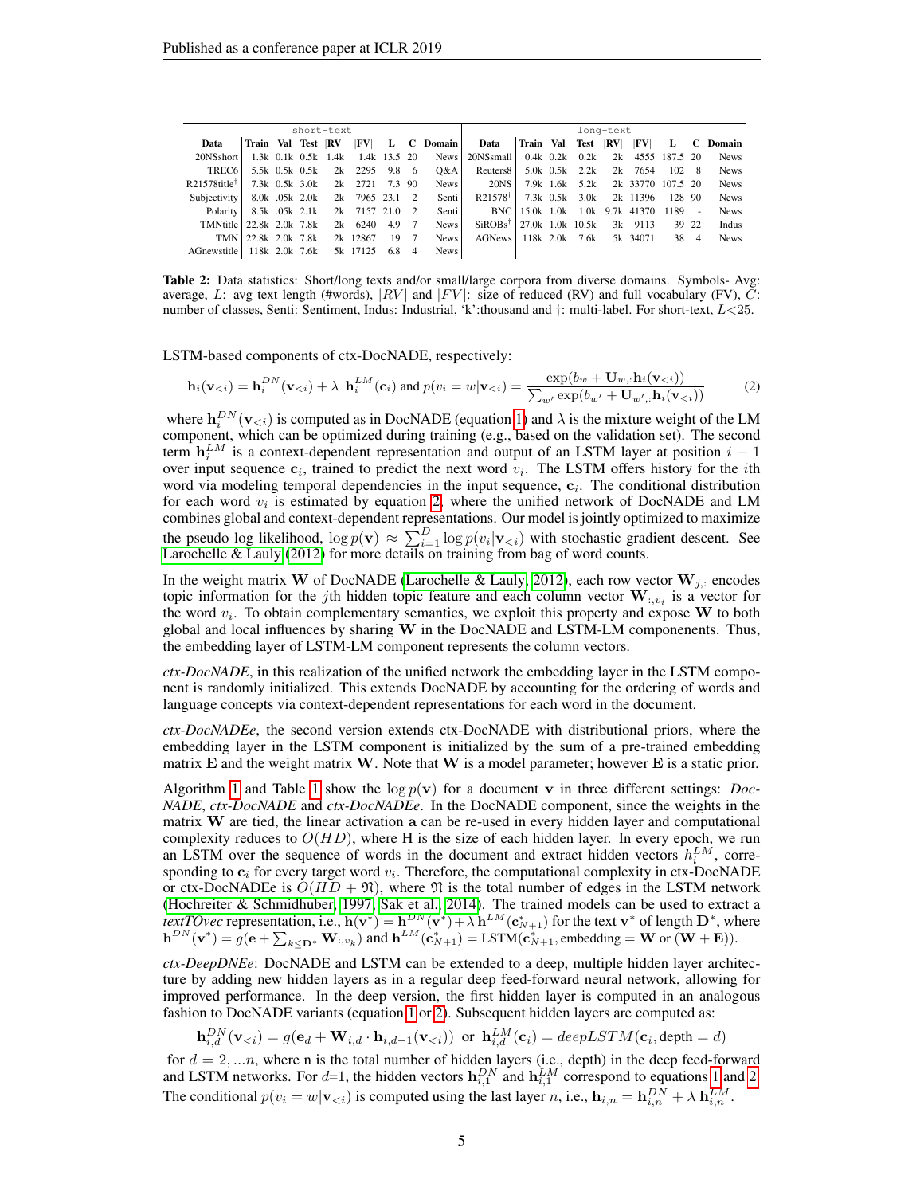| short-text | | | | | | | | | long-text | | | | | | | | |
|---|---|---|---|---|---|---|---|---|---|---|---|---|---|---|---|---|---|
| Data | Train | Val | Test | \|RV\| | \|FV\| | L | C | Domain | Data | Train | Val | Test | \|RV\| | \|FV\| | L | C | Domain |
| 20NSshort | 1.3k | 0.1k | 0.5k | 1.4k | 1.4k | 13.5 | 20 | News | 20NSsmall | 0.4k | 0.2k | 0.2k | 2k | 4555 | 187.5 | 20 | News |
| TREC6 | 5.5k | 0.5k | 0.5k | 2k | 2295 | 9.8 | 6 | Q&A | Reuters8 | 5.0k | 0.5k | 2.2k | 2k | 7654 | 102 | 8 | News |
| R21578title† | 7.3k | 0.5k | 3.0k | 2k | 2721 | 7.3 | 90 | News | 20NS | 7.9k | 1.6k | 5.2k | 2k | 33770 | 107.5 | 20 | News |
| Subjectivity | 8.0k | .05k | 2.0k | 2k | 7965 | 23.1 | 2 | Senti | R21578† | 7.3k | 0.5k | 3.0k | 2k | 11396 | 128 | 90 | News |
| Polarity | 8.5k | .05k | 2.1k | 2k | 7157 | 21.0 | 2 | Senti | BNC | 15.0k | 1.0k | 1.0k | 9.7k | 41370 | 1189 | - | News |
| TMNtitle | 22.8k | 2.0k | 7.8k | 2k | 6240 | 4.9 | 7 | News | SiROBs† | 27.0k | 1.0k | 10.5k | 3k | 9113 | 39 | 22 | Indus |
| TMN | 22.8k | 2.0k | 7.8k | 2k | 12867 | 19 | 7 | News | AGNews | 118k | 2.0k | 7.6k | 5k | 34071 | 38 | 4 | News |
| AGnewstitle | 118k | 2.0k | 7.6k | 5k | 17125 | 6.8 | 4 | News | | | | | | | | | |

Table 2: Data statistics: Short/long texts and/or small/large corpora from diverse domains. Symbols- Avg: average, $L$: avg text length (#words), $|RV|$ and $|FV|$: size of reduced (RV) and full vocabulary (FV), $C$: number of classes, Senti: Sentiment, Indus: Industrial, 'k':thousand and †: multi-label. For short-text, $L$<25.

LSTM-based components of ctx-DocNADE, respectively:

$$\mathbf{h}_i(\mathbf{v}_{<i}) = \mathbf{h}_i^{DN}(\mathbf{v}_{<i}) + \lambda \ \mathbf{h}_i^{LM}(\mathbf{c}_i) \text{ and } p(v_i = w|\mathbf{v}_{<i}) = \frac{\exp(b_w + \mathbf{U}_{w,:}\mathbf{h}_i(\mathbf{v}_{<i}))}{\sum_{w'} \exp(b_{w'} + \mathbf{U}_{w',:}\mathbf{h}_i(\mathbf{v}_{<i}))} \tag{2}$$

where $\mathbf{h}_i^{DN}(\mathbf{v}_{<i})$ is computed as in DocNADE (equation 1) and $\lambda$ is the mixture weight of the LM component, which can be optimized during training (e.g., based on the validation set). The second term $\mathbf{h}_i^{LM}$ is a context-dependent representation and output of an LSTM layer at position $i-1$ over input sequence $\mathbf{c}_i$, trained to predict the next word $v_i$. The LSTM offers history for the $i$th word via modeling temporal dependencies in the input sequence, $\mathbf{c}_i$. The conditional distribution for each word $v_i$ is estimated by equation 2, where the unified network of DocNADE and LM combines global and context-dependent representations. Our model is jointly optimized to maximize the pseudo log likelihood, $\log p(\mathbf{v}) \approx \sum_{i=1}^{D} \log p(v_i|\mathbf{v}_{<i})$ with stochastic gradient descent. See Larochelle & Lauly (2012) for more details on training from bag of word counts.

In the weight matrix $\mathbf{W}$ of DocNADE (Larochelle & Lauly, 2012), each row vector $\mathbf{W}_{j,:}$ encodes topic information for the $j$th hidden topic feature and each column vector $\mathbf{W}_{:,v_i}$ is a vector for the word $v_i$. To obtain complementary semantics, we exploit this property and expose $\mathbf{W}$ to both global and local influences by sharing $\mathbf{W}$ in the DocNADE and LSTM-LM componenents. Thus, the embedding layer of LSTM-LM component represents the column vectors.

*ctx-DocNADE*, in this realization of the unified network the embedding layer in the LSTM component is randomly initialized. This extends DocNADE by accounting for the ordering of words and language concepts via context-dependent representations for each word in the document.

*ctx-DocNADEe*, the second version extends ctx-DocNADE with distributional priors, where the embedding layer in the LSTM component is initialized by the sum of a pre-trained embedding matrix $\mathbf{E}$ and the weight matrix $\mathbf{W}$. Note that $\mathbf{W}$ is a model parameter; however $\mathbf{E}$ is a static prior.

Algorithm 1 and Table 1 show the $\log p(\mathbf{v})$ for a document $\mathbf{v}$ in three different settings: *DocNADE*, *ctx-DocNADE* and *ctx-DocNADEe*. In the DocNADE component, since the weights in the matrix $\mathbf{W}$ are tied, the linear activation $\mathbf{a}$ can be re-used in every hidden layer and computational complexity reduces to $O(HD)$, where H is the size of each hidden layer. In every epoch, we run an LSTM over the sequence of words in the document and extract hidden vectors $h_i^{LM}$, corresponding to $\mathbf{c}_i$ for every target word $v_i$. Therefore, the computational complexity in ctx-DocNADE or ctx-DocNADEe is $O(HD + \mathfrak{N})$, where $\mathfrak{N}$ is the total number of edges in the LSTM network (Hochreiter & Schmidhuber, 1997; Sak et al., 2014). The trained models can be used to extract a *textTOvec* representation, i.e., $\mathbf{h}(\mathbf{v}^*) = \mathbf{h}^{DN}(\mathbf{v}^*) + \lambda\, \mathbf{h}^{LM}(\mathbf{c}^*_{N+1})$ for the text $\mathbf{v}^*$ of length $\mathbf{D}^*$, where $\mathbf{h}^{DN}(\mathbf{v}^*) = g(\mathbf{e} + \sum_{k \leq \mathbf{D}^*} \mathbf{W}_{:,v_k})$ and $\mathbf{h}^{LM}(\mathbf{c}^*_{N+1}) = \text{LSTM}(\mathbf{c}^*_{N+1}, \text{embedding} = \mathbf{W} \text{ or } (\mathbf{W} + \mathbf{E}))$.

*ctx-DeepDNEe*: DocNADE and LSTM can be extended to a deep, multiple hidden layer architecture by adding new hidden layers as in a regular deep feed-forward neural network, allowing for improved performance. In the deep version, the first hidden layer is computed in an analogous fashion to DocNADE variants (equation 1 or 2). Subsequent hidden layers are computed as:

$$\mathbf{h}_{i,d}^{DN}(\mathbf{v}_{<i}) = g(\mathbf{e}_d + \mathbf{W}_{i,d} \cdot \mathbf{h}_{i,d-1}(\mathbf{v}_{<i})) \ \text{ or } \ \mathbf{h}_{i,d}^{LM}(\mathbf{c}_i) = deepLSTM(\mathbf{c}_i, \text{depth} = d)$$

for $d = 2, ...n$, where n is the total number of hidden layers (i.e., depth) in the deep feed-forward and LSTM networks. For $d$=1, the hidden vectors $\mathbf{h}_{i,1}^{DN}$ and $\mathbf{h}_{i,1}^{LM}$ correspond to equations 1 and 2. The conditional $p(v_i = w|\mathbf{v}_{<i})$ is computed using the last layer $n$, i.e., $\mathbf{h}_{i,n} = \mathbf{h}_{i,n}^{DN} + \lambda\, \mathbf{h}_{i,n}^{LM}$.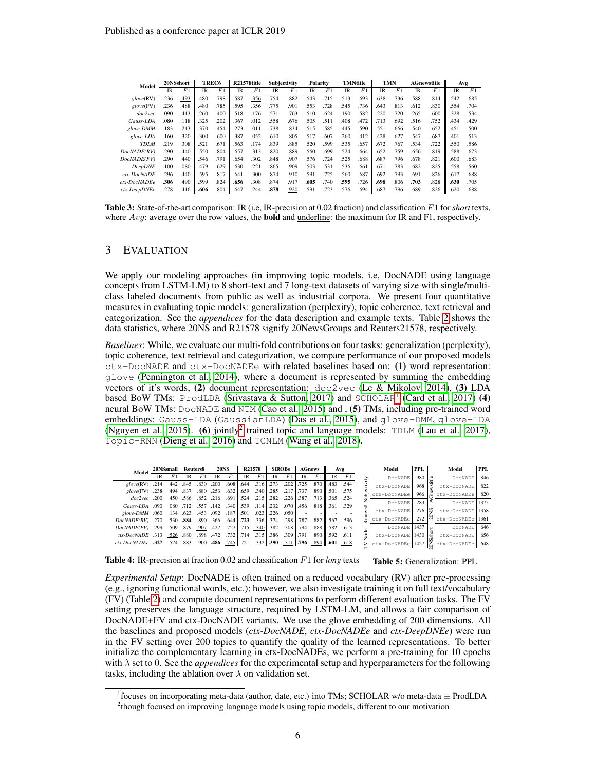| Model | 20NSshort | | TREC6 | | R21578title | | Subjectivity | | Polarity | | TMNtitle | | TMN | | AGnewstitle | | Avg | |
|---|---|---|---|---|---|---|---|---|---|---|---|---|---|---|---|---|---|---|
| | IR | $F1$ | IR | $F1$ | IR | $F1$ | IR | $F1$ | IR | $F1$ | IR | $F1$ | IR | $F1$ | IR | $F1$ | IR | $F1$ |
| *glove*(RV) | .236 | <u>.493</u> | .480 | .798 | .587 | <u>.356</u> | .754 | .882 | .543 | .715 | .513 | .693 | .638 | .736 | .588 | 814 | .542 | .685 |
| *glove*(FV) | .236 | .488 | .480 | .785 | .595 | .356 | .775 | .901 | .553 | .728 | .545 | <u>.736</u> | .643 | <u>.813</u> | .612 | <u>.830</u> | .554 | .704 |
| *doc2vec* | .090 | .413 | .260 | .400 | .518 | .176 | .571 | .763 | .510 | .624 | .190 | .582 | .220 | .720 | .265 | .600 | .328 | .534 |
| *Gauss-LDA* | .080 | .118 | .325 | .202 | .367 | .012 | .558 | .676 | .505 | .511 | .408 | .472 | .713 | .692 | .516 | .752 | .434 | .429 |
| *glove-DMM* | .183 | .213 | .370 | .454 | .273 | .011 | .738 | .834 | .515 | .585 | .445 | .590 | .551 | .666 | .540 | .652 | .451 | .500 |
| *glove-LDA* | .160 | .320 | .300 | .600 | .387 | .052 | .610 | .805 | .517 | .607 | .260 | .412 | .428 | .627 | .547 | .687 | .401 | .513 |
| *TDLM* | .219 | .308 | .521 | .671 | .563 | .174 | .839 | .885 | .520 | .599 | .535 | .657 | .672 | .767 | .534 | .722 | .550 | .586 |
| *DocNADE(RV)* | .290 | .440 | .550 | .804 | .657 | .313 | .820 | .889 | .560 | .699 | .524 | .664 | .652 | .759 | .656 | .819 | .588 | .673 |
| *DocNADE(FV)* | .290 | .440 | .546 | .791 | .654 | .302 | .848 | .907 | .576 | .724 | .525 | .688 | .687 | .796 | .678 | .821 | .600 | .683 |
| *DeepDNE* | .100 | .080 | .479 | .629 | .630 | .221 | .865 | .909 | .503 | .531 | .536 | .661 | .671 | .783 | .682 | .825 | .558 | .560 |
| *ctx-DocNADE* | .296 | .440 | .595 | .817 | .641 | .300 | .874 | .910 | .591 | .725 | .560 | .687 | .692 | .793 | .691 | .826 | .617 | .688 |
| *ctx-DocNADEe* | **.306** | .490 | .599 | <u>.824</u> | **.656** | .308 | .874 | .917 | **.605** | <u>.740</u> | **.595** | .726 | **.698** | .806 | **.703** | .828 | **.630** | <u>.705</u> |
| *ctx-DeepDNEe* | .278 | .416 | **.606** | .804 | .647 | .244 | **.878** | <u>.920</u> | .591 | .723 | .576 | .694 | .687 | .796 | .689 | .826 | .620 | .688 |

**Table 3:** State-of-the-art comparison: IR (i.e, IR-precision at 0.02 fraction) and classification $F1$ for *short* texts, where $Avg$: average over the row values, the **bold** and <u>underline</u>: the maximum for IR and F1, respectively.

## 3 Evaluation

We apply our modeling approaches (in improving topic models, i.e, DocNADE using language concepts from LSTM-LM) to 8 short-text and 7 long-text datasets of varying size with single/multi-class labeled documents from public as well as industrial corpora. We present four quantitative measures in evaluating topic models: generalization (perplexity), topic coherence, text retrieval and categorization. See the *appendices* for the data description and example texts. Table 2 shows the data statistics, where 20NS and R21578 signify 20NewsGroups and Reuters21578, respectively.

*Baselines*: While, we evaluate our multi-fold contributions on four tasks: generalization (perplexity), topic coherence, text retrieval and categorization, we compare performance of our proposed models ctx-DocNADE and ctx-DocNADEe with related baselines based on: **(1)** word representation: glove (Pennington et al., 2014), where a document is represented by summing the embedding vectors of it's words, **(2)** document representation: doc2vec (Le & Mikolov, 2014), **(3)** LDA based BoW TMs: ProdLDA (Srivastava & Sutton, 2017) and SCHOLAR[1] (Card et al., 2017) **(4)** neural BoW TMs: DocNADE and NTM (Cao et al., 2015) and , **(5)** TMs, including pre-trained word embeddings: Gauss-LDA (GaussianLDA) (Das et al., 2015), and glove-DMM, glove-LDA (Nguyen et al., 2015). **(6)** jointly[2] trained topic and language models: TDLM (Lau et al., 2017), Topic-RNN (Dieng et al., 2016) and TCNLM (Wang et al., 2018).

| Model | 20NSsmall | | Reuters8 | | 20NS | | R21578 | | SiROBs | | AGnews | | Avg | |
|---|---|---|---|---|---|---|---|---|---|---|---|---|---|---|
| | IR | $F1$ | IR | $F1$ | IR | $F1$ | IR | $F1$ | IR | $F1$ | IR | $F1$ | IR | $F1$ |
| *glove*(RV) | .214 | .442 | .845 | .830 | .200 | .608 | .644 | .316 | .273 | .202 | .725 | .870 | .483 | .544 |
| *glove*(FV) | .238 | .494 | .837 | .880 | .253 | .632 | .659 | .340 | .285 | .217 | .737 | .890 | .501 | .575 |
| *doc2vec* | .200 | .450 | .586 | .852 | .216 | .691 | .524 | .215 | .282 | .226 | .387 | .713 | .365 | .524 |
| *Gauss-LDA* | .090 | .080 | .712 | .557 | .142 | .340 | .539 | .114 | .232 | .070 | .456 | .818 | .361 | .329 |
| *glove-DMM* | .060 | .134 | .623 | .453 | .092 | .187 | .501 | .023 | .226 | .050 | - | - | - | - |
| *DocNADE(RV)* | .270 | .530 | **.884** | .890 | .366 | .644 | **.723** | .336 | .374 | .298 | .787 | .882 | .567 | .596 |
| *DocNADE(FV)* | .299 | .509 | .879 | <u>.907</u> | .427 | .727 | .715 | <u>.340</u> | .382 | .308 | .794 | .888 | .582 | .613 |
| *ctx-DocNADE* | .313 | <u>.526</u> | .880 | .898 | .472 | .732 | .714 | .315 | .386 | .309 | .791 | .890 | .592 | .611 |
| *ctx-DocNADEe* | **.327** | .524 | .883 | .900 | **.486** | <u>.745</u> | .721 | .332 | **.390** | <u>.311</u> | **.796** | <u>.894</u> | **.601** | <u>.618</u> |

**Table 4:** IR-precision at fraction 0.02 and classification $F1$ for *long* texts

| Data | Model | PPL | Data | Model | PPL |
|---|---|---|---|---|---|
| Subjectivity | DocNADE | 980 | AGnewstitle | DocNADE | 846 |
| | ctx-DocNADE | 968 | | ctx-DocNADE | 822 |
| | ctx-DocNADEe | 966 | | ctx-DocNADEe | 820 |
| Reuters8 | DocNADE | 283 | 20NS | DocNADE | 1375 |
| | ctx-DocNADE | 276 | | ctx-DocNADE | 1358 |
| | ctx-DocNADEe | 272 | | ctx-DocNADEe | 1361 |
| TMNtitle | DocNADE | 1437 | 20NSshort | DocNADE | 646 |
| | ctx-DocNADE | 1430 | | ctx-DocNADE | 656 |
| | ctx-DocNADEe | 1427 | | ctx-DocNADEe | 648 |

**Table 5:** Generalization: PPL

*Experimental Setup*: DocNADE is often trained on a reduced vocabulary (RV) after pre-processing (e.g., ignoring functional words, etc.); however, we also investigate training it on full text/vocabulary (FV) (Table 2) and compute document representations to perform different evaluation tasks. The FV setting preserves the language structure, required by LSTM-LM, and allows a fair comparison of DocNADE+FV and ctx-DocNADE variants. We use the glove embedding of 200 dimensions. All the baselines and proposed models (*ctx-DocNADE*, *ctx-DocNADEe* and *ctx-DeepDNEe*) were run in the FV setting over 200 topics to quantify the quality of the learned representations. To better initialize the complementary learning in ctx-DocNADEs, we perform a pre-training for 10 epochs with $\lambda$ set to 0. See the *appendices* for the experimental setup and hyperparameters for the following tasks, including the ablation over $\lambda$ on validation set.

[1] focuses on incorporating meta-data (author, date, etc.) into TMs; SCHOLAR w/o meta-data ≡ ProdLDA

[2] though focused on improving language models using topic models, different to our motivation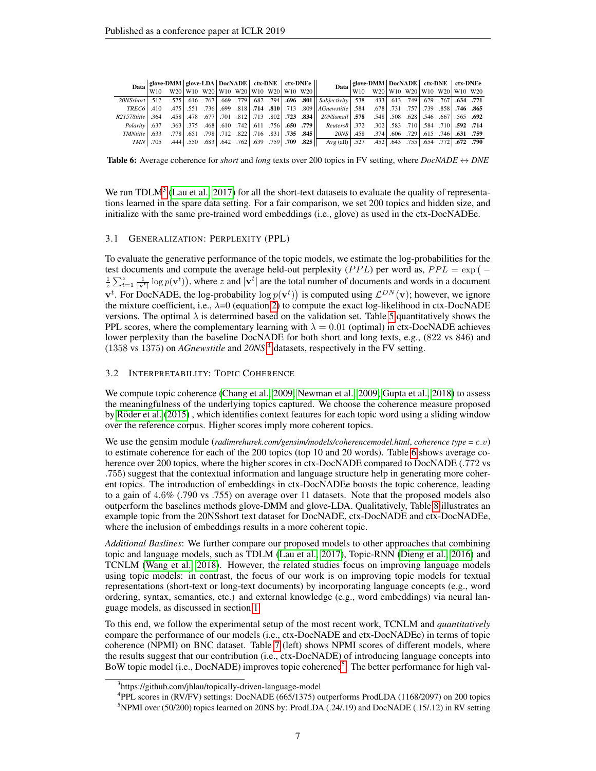| Data | glove-DMM | | glove-LDA | | DocNADE | | ctx-DNE | | ctx-DNEe | |
|---|---|---|---|---|---|---|---|---|---|---|
| | W10 | W20 | W10 | W20 | W10 | W20 | W10 | W20 | W10 | W20 |
| *20NSshort* | .512 | .575 | .616 | .767 | .669 | .779 | .682 | .794 | **.696** | **.801** |
| *TREC6* | .410 | .475 | .551 | .736 | .699 | .818 | **.714** | **.810** | .713 | .809 |
| *R21578title* | .364 | .458 | .478 | .677 | .701 | .812 | .713 | .802 | **.723** | **.834** |
| *Polarity* | .637 | .363 | .375 | .468 | .610 | .742 | .611 | .756 | **.650** | **.779** |
| *TMNtitle* | .633 | .778 | .651 | .798 | .712 | .822 | .716 | .831 | **.735** | **.845** |
| *TMN* | .705 | .444 | .550 | .683 | .642 | .762 | .639 | .759 | **.709** | **.825** |

| Data | glove-DMM | | DocNADE | | ctx-DNE | | ctx-DNEe | |
|---|---|---|---|---|---|---|---|---|
| | W10 | W20 | W10 | W20 | W10 | W20 | W10 | W20 |
| *Subjectivity* | .538 | .433 | .613 | .749 | .629 | .767 | **.634** | **.771** |
| *AGnewstitle* | .584 | .678 | .731 | .757 | .739 | .858 | **.746** | **.865** |
| *20NSsmall* | **.578** | .548 | .508 | .628 | .546 | .667 | .565 | **.692** |
| *Reuters8* | .372 | .302 | .583 | .710 | .584 | .710 | **.592** | **.714** |
| *20NS* | .458 | .374 | .606 | .729 | .615 | .746 | **.631** | **.759** |
| Avg (all) | .527 | .452 | .643 | .755 | .654 | .772 | **.672** | **.790** |

**Table 6:** Average coherence for *short* and *long* texts over 200 topics in FV setting, where *DocNADE* $\leftrightarrow$ *DNE*

We run TDLM[3] (Lau et al., 2017) for all the short-text datasets to evaluate the quality of representations learned in the spare data setting. For a fair comparison, we set 200 topics and hidden size, and initialize with the same pre-trained word embeddings (i.e., glove) as used in the ctx-DocNADEe.

### 3.1 Generalization: Perplexity (PPL)

To evaluate the generative performance of the topic models, we estimate the log-probabilities for the test documents and compute the average held-out perplexity ($PPL$) per word as, $PPL = \exp\big(-\frac{1}{z}\sum_{t=1}^{z}\frac{1}{|\mathbf{v}^t|}\log p(\mathbf{v}^t)\big)$, where $z$ and $|\mathbf{v}^t|$ are the total number of documents and words in a document $\mathbf{v}^t$. For DocNADE, the log-probability $\log p(\mathbf{v}^t)$ is computed using $\mathcal{L}^{DN}(\mathbf{v})$; however, we ignore the mixture coefficient, i.e., $\lambda$=0 (equation 2) to compute the exact log-likelihood in ctx-DocNADE versions. The optimal $\lambda$ is determined based on the validation set. Table 5 quantitatively shows the PPL scores, where the complementary learning with $\lambda = 0.01$ (optimal) in ctx-DocNADE achieves lower perplexity than the baseline DocNADE for both short and long texts, e.g., (822 vs 846) and (1358 vs 1375) on *AGnewstitle* and *20NS* [4] datasets, respectively in the FV setting.

### 3.2 Interpretability: Topic Coherence

We compute topic coherence (Chang et al., 2009; Newman et al., 2009; Gupta et al., 2018) to assess the meaningfulness of the underlying topics captured. We choose the coherence measure proposed by Röder et al. (2015) , which identifies context features for each topic word using a sliding window over the reference corpus. Higher scores imply more coherent topics.

We use the gensim module (*radimrehurek.com/gensim/models/coherencemodel.html*, *coherence type = c_v*) to estimate coherence for each of the 200 topics (top 10 and 20 words). Table 6 shows average coherence over 200 topics, where the higher scores in ctx-DocNADE compared to DocNADE (.772 vs .755) suggest that the contextual information and language structure help in generating more coherent topics. The introduction of embeddings in ctx-DocNADEe boosts the topic coherence, leading to a gain of 4.6% (.790 vs .755) on average over 11 datasets. Note that the proposed models also outperform the baselines methods glove-DMM and glove-LDA. Qualitatively, Table 8 illustrates an example topic from the 20NSshort text dataset for DocNADE, ctx-DocNADE and ctx-DocNADEe, where the inclusion of embeddings results in a more coherent topic.

*Additional Baslines*: We further compare our proposed models to other approaches that combining topic and language models, such as TDLM (Lau et al., 2017), Topic-RNN (Dieng et al., 2016) and TCNLM (Wang et al., 2018). However, the related studies focus on improving language models using topic models: in contrast, the focus of our work is on improving topic models for textual representations (short-text or long-text documents) by incorporating language concepts (e.g., word ordering, syntax, semantics, etc.) and external knowledge (e.g., word embeddings) via neural language models, as discussed in section 1.

To this end, we follow the experimental setup of the most recent work, TCNLM and *quantitatively* compare the performance of our models (i.e., ctx-DocNADE and ctx-DocNADEe) in terms of topic coherence (NPMI) on BNC dataset. Table 7 (left) shows NPMI scores of different models, where the results suggest that our contribution (i.e., ctx-DocNADE) of introducing language concepts into BoW topic model (i.e., DocNADE) improves topic coherence[5]. The better performance for high val-

---

[3] https://github.com/jhlau/topically-driven-language-model

[4] PPL scores in (RV/FV) settings: DocNADE (665/1375) outperforms ProdLDA (1168/2097) on 200 topics

[5] NPMI over (50/200) topics learned on 20NS by: ProdLDA (.24/.19) and DocNADE (.15/.12) in RV setting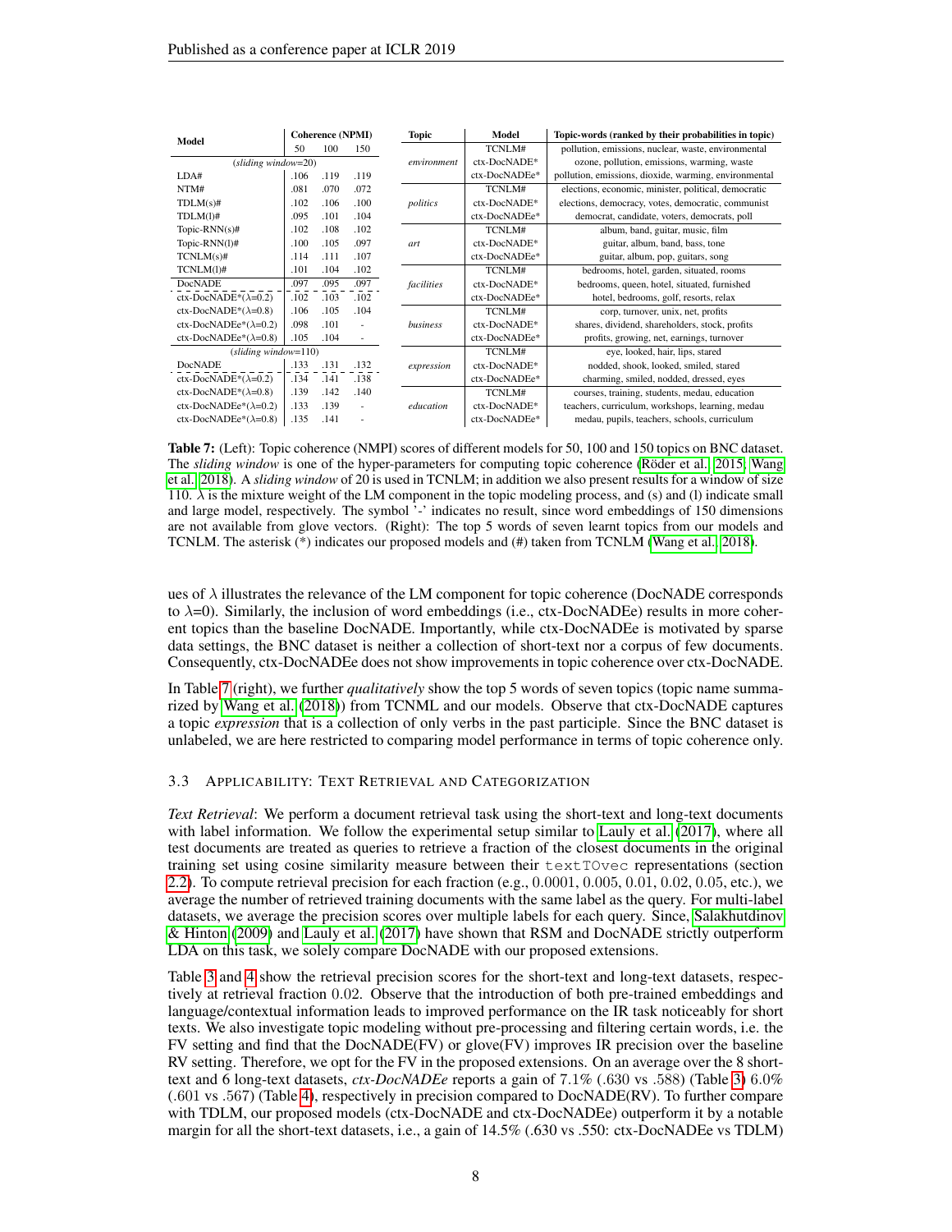| Model | Coherence (NPMI) | | |
|---|---|---|---|
| | 50 | 100 | 150 |
| *(sliding window=20)* | | | |
| LDA# | .106 | .119 | .119 |
| NTM# | .081 | .070 | .072 |
| TDLM(s)# | .102 | .106 | .100 |
| TDLM(l)# | .095 | .101 | .104 |
| Topic-RNN(s)# | .102 | .108 | .102 |
| Topic-RNN(l)# | .100 | .105 | .097 |
| TCNLM(s)# | .114 | .111 | .107 |
| TCNLM(l)# | .101 | .104 | .102 |
| DocNADE | .097 | .095 | .097 |
| ctx-DocNADE*($\lambda$=0.2) | .102 | .103 | .102 |
| ctx-DocNADE*($\lambda$=0.8) | .106 | .105 | .104 |
| ctx-DocNADEe*($\lambda$=0.2) | .098 | .101 | - |
| ctx-DocNADEe*($\lambda$=0.8) | .105 | .104 | - |
| *(sliding window=110)* | | | |
| DocNADE | .133 | .131 | .132 |
| ctx-DocNADE*($\lambda$=0.2) | .134 | .141 | .138 |
| ctx-DocNADE*($\lambda$=0.8) | .139 | .142 | .140 |
| ctx-DocNADEe*($\lambda$=0.2) | .133 | .139 | - |
| ctx-DocNADEe*($\lambda$=0.8) | .135 | .141 | - |

| Topic | Model | Topic-words (ranked by their probabilities in topic) |
|---|---|---|
| *environment* | TCNLM# | pollution, emissions, nuclear, waste, environmental |
| | ctx-DocNADE* | ozone, pollution, emissions, warming, waste |
| | ctx-DocNADEe* | pollution, emissions, dioxide, warming, environmental |
| *politics* | TCNLM# | elections, economic, minister, political, democratic |
| | ctx-DocNADE* | elections, democracy, votes, democratic, communist |
| | ctx-DocNADEe* | democrat, candidate, voters, democrats, poll |
| *art* | TCNLM# | album, band, guitar, music, film |
| | ctx-DocNADE* | guitar, album, band, bass, tone |
| | ctx-DocNADEe* | guitar, album, pop, guitars, song |
| *facilities* | TCNLM# | bedrooms, hotel, garden, situated, rooms |
| | ctx-DocNADE* | bedrooms, queen, hotel, situated, furnished |
| | ctx-DocNADEe* | hotel, bedrooms, golf, resorts, relax |
| *business* | TCNLM# | corp, turnover, unix, net, profits |
| | ctx-DocNADE* | shares, dividend, shareholders, stock, profits |
| | ctx-DocNADEe* | profits, growing, net, earnings, turnover |
| *expression* | TCNLM# | eye, looked, hair, lips, stared |
| | ctx-DocNADE* | nodded, shook, looked, smiled, stared |
| | ctx-DocNADEe* | charming, smiled, nodded, dressed, eyes |
| *education* | TCNLM# | courses, training, students, medau, education |
| | ctx-DocNADE* | teachers, curriculum, workshops, learning, medau |
| | ctx-DocNADEe* | medau, pupils, teachers, schools, curriculum |

**Table 7:** (Left): Topic coherence (NMPI) scores of different models for 50, 100 and 150 topics on BNC dataset. The *sliding window* is one of the hyper-parameters for computing topic coherence (Röder et al., 2015; Wang et al., 2018). A *sliding window* of 20 is used in TCNLM; in addition we also present results for a window of size 110. $\lambda$ is the mixture weight of the LM component in the topic modeling process, and (s) and (l) indicate small and large model, respectively. The symbol '-' indicates no result, since word embeddings of 150 dimensions are not available from glove vectors. (Right): The top 5 words of seven learnt topics from our models and TCNLM. The asterisk (*) indicates our proposed models and (#) taken from TCNLM (Wang et al., 2018).

ues of $\lambda$ illustrates the relevance of the LM component for topic coherence (DocNADE corresponds to $\lambda$=0). Similarly, the inclusion of word embeddings (i.e., ctx-DocNADEe) results in more coherent topics than the baseline DocNADE. Importantly, while ctx-DocNADEe is motivated by sparse data settings, the BNC dataset is neither a collection of short-text nor a corpus of few documents. Consequently, ctx-DocNADEe does not show improvements in topic coherence over ctx-DocNADE.

In Table 7 (right), we further *qualitatively* show the top 5 words of seven topics (topic name summarized by Wang et al. (2018)) from TCNML and our models. Observe that ctx-DocNADE captures a topic *expression* that is a collection of only verbs in the past participle. Since the BNC dataset is unlabeled, we are here restricted to comparing model performance in terms of topic coherence only.

### 3.3 Applicability: Text Retrieval and Categorization

*Text Retrieval*: We perform a document retrieval task using the short-text and long-text documents with label information. We follow the experimental setup similar to Lauly et al. (2017), where all test documents are treated as queries to retrieve a fraction of the closest documents in the original training set using cosine similarity measure between their `textTOvec` representations (section 2.2). To compute retrieval precision for each fraction (e.g., 0.0001, 0.005, 0.01, 0.02, 0.05, etc.), we average the number of retrieved training documents with the same label as the query. For multi-label datasets, we average the precision scores over multiple labels for each query. Since, Salakhutdinov & Hinton (2009) and Lauly et al. (2017) have shown that RSM and DocNADE strictly outperform LDA on this task, we solely compare DocNADE with our proposed extensions.

Table 3 and 4 show the retrieval precision scores for the short-text and long-text datasets, respectively at retrieval fraction 0.02. Observe that the introduction of both pre-trained embeddings and language/contextual information leads to improved performance on the IR task noticeably for short texts. We also investigate topic modeling without pre-processing and filtering certain words, i.e. the FV setting and find that the DocNADE(FV) or glove(FV) improves IR precision over the baseline RV setting. Therefore, we opt for the FV in the proposed extensions. On an average over the 8 short-text and 6 long-text datasets, *ctx-DocNADEe* reports a gain of 7.1% (.630 vs .588) (Table 3) 6.0% (.601 vs .567) (Table 4), respectively in precision compared to DocNADE(RV). To further compare with TDLM, our proposed models (ctx-DocNADE and ctx-DocNADEe) outperform it by a notable margin for all the short-text datasets, i.e., a gain of 14.5% (.630 vs .550: ctx-DocNADEe vs TDLM)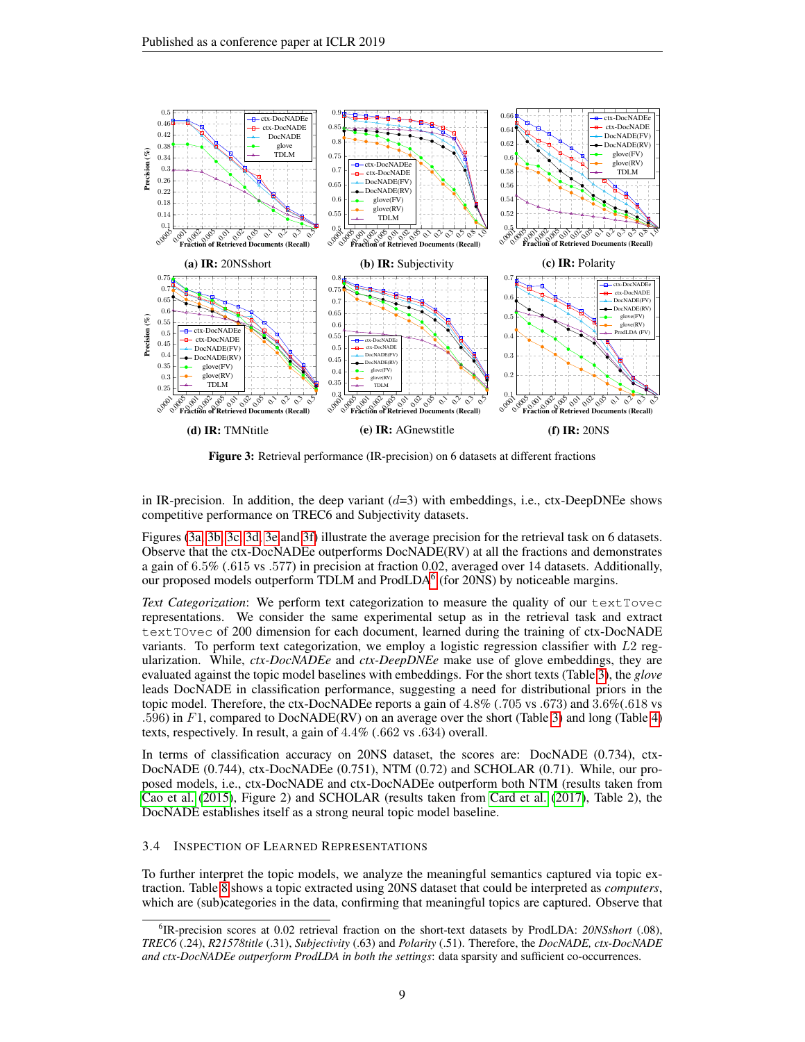(a) **IR:** 20NSshort

(b) **IR:** Subjectivity

(c) **IR:** Polarity

(d) **IR:** TMNtitle

(e) **IR:** AGnewstitle

(f) **IR:** 20NS

**Figure 3:** Retrieval performance (IR-precision) on 6 datasets at different fractions

in IR-precision. In addition, the deep variant ($d$=3) with embeddings, i.e., ctx-DeepDNEe shows competitive performance on TREC6 and Subjectivity datasets.

Figures (3a, 3b, 3c, 3d, 3e and 3f) illustrate the average precision for the retrieval task on 6 datasets. Observe that the ctx-DocNADEe outperforms DocNADE(RV) at all the fractions and demonstrates a gain of 6.5% (.615 vs .577) in precision at fraction 0.02, averaged over 14 datasets. Additionally, our proposed models outperform TDLM and ProdLDA[6] (for 20NS) by noticeable margins.

*Text Categorization*: We perform text categorization to measure the quality of our `textTovec` representations. We consider the same experimental setup as in the retrieval task and extract `textTOvec` of 200 dimension for each document, learned during the training of ctx-DocNADE variants. To perform text categorization, we employ a logistic regression classifier with $L2$ regularization. While, *ctx-DocNADEe* and *ctx-DeepDNEe* make use of glove embeddings, they are evaluated against the topic model baselines with embeddings. For the short texts (Table 3), the *glove* leads DocNADE in classification performance, suggesting a need for distributional priors in the topic model. Therefore, the ctx-DocNADEe reports a gain of 4.8% (.705 vs .673) and 3.6%(.618 vs .596) in $F1$, compared to DocNADE(RV) on an average over the short (Table 3) and long (Table 4) texts, respectively. In result, a gain of 4.4% (.662 vs .634) overall.

In terms of classification accuracy on 20NS dataset, the scores are: DocNADE (0.734), ctx-DocNADE (0.744), ctx-DocNADEe (0.751), NTM (0.72) and SCHOLAR (0.71). While, our proposed models, i.e., ctx-DocNADE and ctx-DocNADEe outperform both NTM (results taken from Cao et al. (2015), Figure 2) and SCHOLAR (results taken from Card et al. (2017), Table 2), the DocNADE establishes itself as a strong neural topic model baseline.

### 3.4 Inspection of Learned Representations

To further interpret the topic models, we analyze the meaningful semantics captured via topic extraction. Table 8 shows a topic extracted using 20NS dataset that could be interpreted as *computers*, which are (sub)categories in the data, confirming that meaningful topics are captured. Observe that

[6] IR-precision scores at 0.02 retrieval fraction on the short-text datasets by ProdLDA: *20NSshort* (.08), *TREC6* (.24), *R21578title* (.31), *Subjectivity* (.63) and *Polarity* (.51). Therefore, the *DocNADE, ctx-DocNADE and ctx-DocNADEe outperform ProdLDA in both the settings*: data sparsity and sufficient co-occurrences.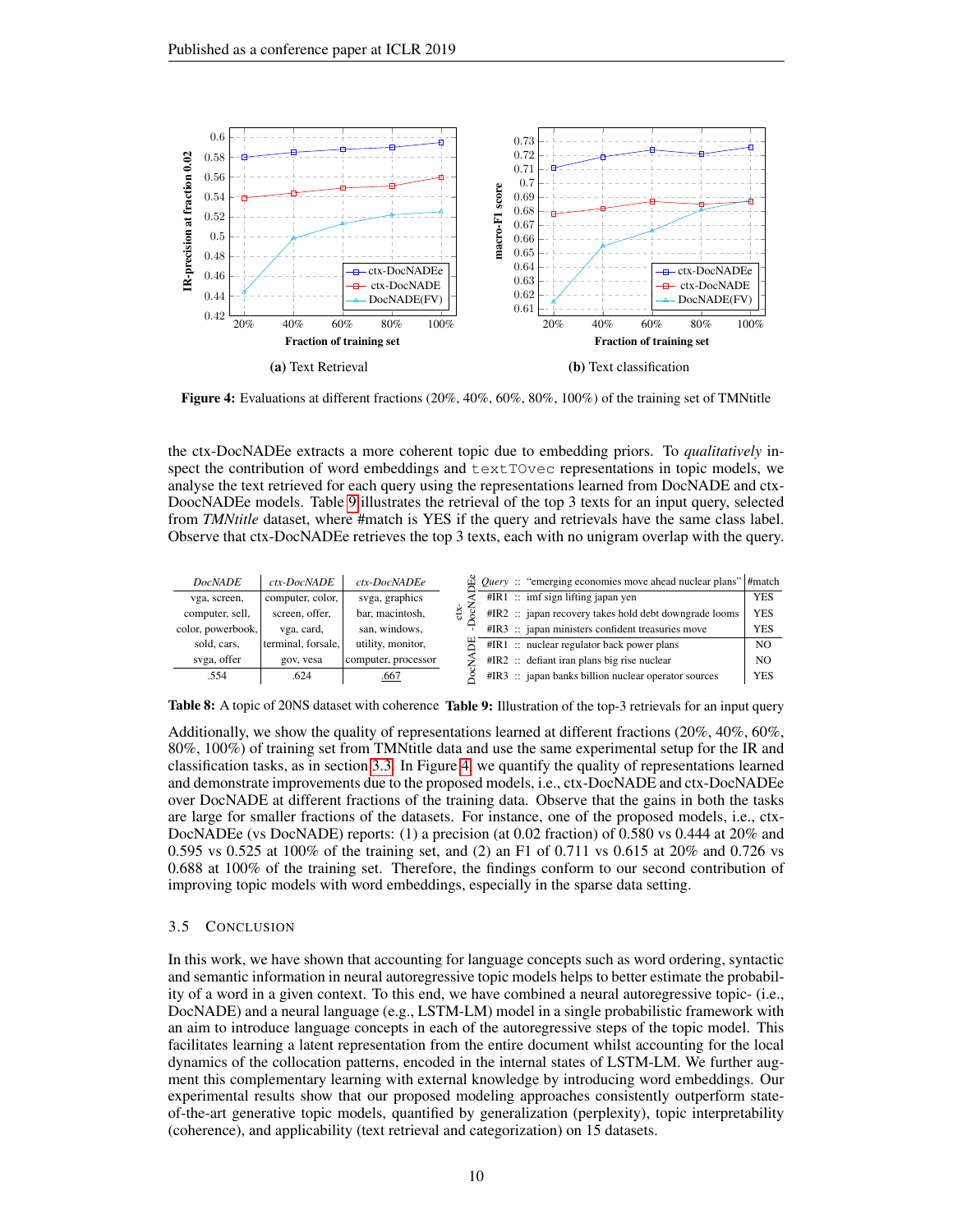(a) Text Retrieval

(b) Text classification

**Figure 4:** Evaluations at different fractions (20%, 40%, 60%, 80%, 100%) of the training set of TMNtitle

the ctx-DocNADEe extracts a more coherent topic due to embedding priors. To *qualitatively* inspect the contribution of word embeddings and `textTOvec` representations in topic models, we analyse the text retrieved for each query using the representations learned from DocNADE and ctx-DoocNADEe models. Table 9 illustrates the retrieval of the top 3 texts for an input query, selected from *TMNtitle* dataset, where #match is YES if the query and retrievals have the same class label. Observe that ctx-DocNADEe retrieves the top 3 texts, each with no unigram overlap with the query.

| *DocNADE* | *ctx-DocNADE* | *ctx-DocNADEe* |
|---|---|---|
| vga, screen, | computer, color, | svga, graphics |
| computer, sell, | screen, offer, | bar, macintosh, |
| color, powerbook, | vga, card, | san, windows, |
| sold, cars, | terminal, forsale, | utility, monitor, |
| svga, offer | gov, vesa | computer, processor |
| .554 | .624 | <u>.667</u> |

**Table 8:** A topic of 20NS dataset with coherence

| Model | | | #match |
|---|---|---|---|
| ctx-DocNADEe | *Query* :: | "emerging economies move ahead nuclear plans" | |
| ctx-DocNADEe | #IR1 :: | imf sign lifting japan yen | YES |
| ctx-DocNADEe | #IR2 :: | japan recovery takes hold debt downgrade looms | YES |
| ctx-DocNADEe | #IR3 :: | japan ministers confident treasuries move | YES |
| DocNADE | #IR1 :: | nuclear regulator back power plans | NO |
| DocNADE | #IR2 :: | defiant iran plans big rise nuclear | NO |
| DocNADE | #IR3 :: | japan banks billion nuclear operator sources | YES |

**Table 9:** Illustration of the top-3 retrievals for an input query

Additionally, we show the quality of representations learned at different fractions (20%, 40%, 60%, 80%, 100%) of training set from TMNtitle data and use the same experimental setup for the IR and classification tasks, as in section 3.3. In Figure 4, we quantify the quality of representations learned and demonstrate improvements due to the proposed models, i.e., ctx-DocNADE and ctx-DocNADEe over DocNADE at different fractions of the training data. Observe that the gains in both the tasks are large for smaller fractions of the datasets. For instance, one of the proposed models, i.e., ctx-DocNADEe (vs DocNADE) reports: (1) a precision (at 0.02 fraction) of 0.580 vs 0.444 at 20% and 0.595 vs 0.525 at 100% of the training set, and (2) an F1 of 0.711 vs 0.615 at 20% and 0.726 vs 0.688 at 100% of the training set. Therefore, the findings conform to our second contribution of improving topic models with word embeddings, especially in the sparse data setting.

### 3.5 Conclusion

In this work, we have shown that accounting for language concepts such as word ordering, syntactic and semantic information in neural autoregressive topic models helps to better estimate the probability of a word in a given context. To this end, we have combined a neural autoregressive topic- (i.e., DocNADE) and a neural language (e.g., LSTM-LM) model in a single probabilistic framework with an aim to introduce language concepts in each of the autoregressive steps of the topic model. This facilitates learning a latent representation from the entire document whilst accounting for the local dynamics of the collocation patterns, encoded in the internal states of LSTM-LM. We further augment this complementary learning with external knowledge by introducing word embeddings. Our experimental results show that our proposed modeling approaches consistently outperform state-of-the-art generative topic models, quantified by generalization (perplexity), topic interpretability (coherence), and applicability (text retrieval and categorization) on 15 datasets.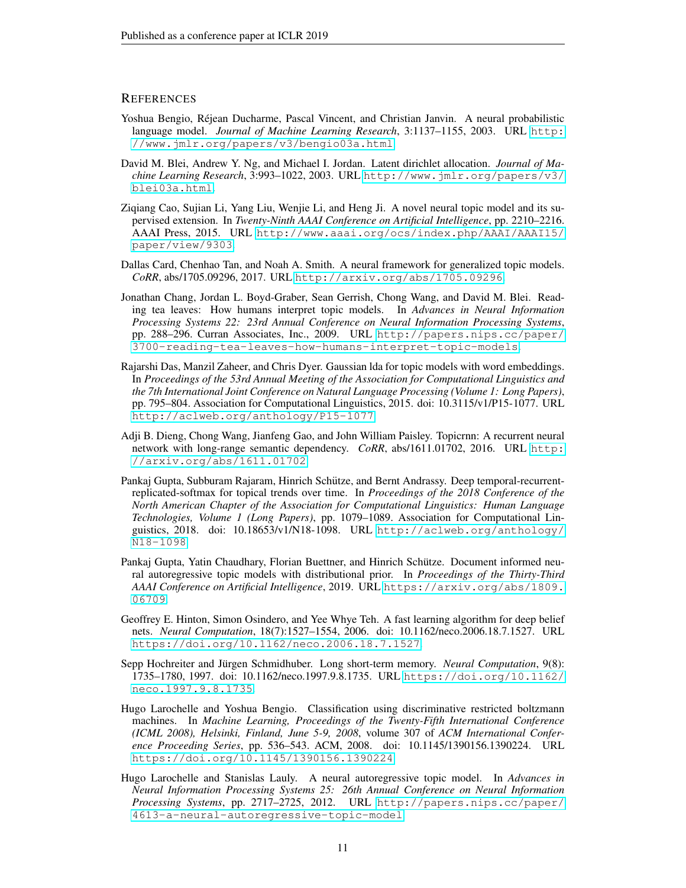# References

Yoshua Bengio, Réjean Ducharme, Pascal Vincent, and Christian Janvin. A neural probabilistic language model. *Journal of Machine Learning Research*, 3:1137–1155, 2003. URL http://www.jmlr.org/papers/v3/bengio03a.html.

David M. Blei, Andrew Y. Ng, and Michael I. Jordan. Latent dirichlet allocation. *Journal of Machine Learning Research*, 3:993–1022, 2003. URL http://www.jmlr.org/papers/v3/blei03a.html.

Ziqiang Cao, Sujian Li, Yang Liu, Wenjie Li, and Heng Ji. A novel neural topic model and its supervised extension. In *Twenty-Ninth AAAI Conference on Artificial Intelligence*, pp. 2210–2216. AAAI Press, 2015. URL http://www.aaai.org/ocs/index.php/AAAI/AAAI15/paper/view/9303.

Dallas Card, Chenhao Tan, and Noah A. Smith. A neural framework for generalized topic models. *CoRR*, abs/1705.09296, 2017. URL http://arxiv.org/abs/1705.09296.

Jonathan Chang, Jordan L. Boyd-Graber, Sean Gerrish, Chong Wang, and David M. Blei. Reading tea leaves: How humans interpret topic models. In *Advances in Neural Information Processing Systems 22: 23rd Annual Conference on Neural Information Processing Systems*, pp. 288–296. Curran Associates, Inc., 2009. URL http://papers.nips.cc/paper/3700-reading-tea-leaves-how-humans-interpret-topic-models.

Rajarshi Das, Manzil Zaheer, and Chris Dyer. Gaussian lda for topic models with word embeddings. In *Proceedings of the 53rd Annual Meeting of the Association for Computational Linguistics and the 7th International Joint Conference on Natural Language Processing (Volume 1: Long Papers)*, pp. 795–804. Association for Computational Linguistics, 2015. doi: 10.3115/v1/P15-1077. URL http://aclweb.org/anthology/P15-1077.

Adji B. Dieng, Chong Wang, Jianfeng Gao, and John William Paisley. Topicrnn: A recurrent neural network with long-range semantic dependency. *CoRR*, abs/1611.01702, 2016. URL http://arxiv.org/abs/1611.01702.

Pankaj Gupta, Subburam Rajaram, Hinrich Schütze, and Bernt Andrassy. Deep temporal-recurrent-replicated-softmax for topical trends over time. In *Proceedings of the 2018 Conference of the North American Chapter of the Association for Computational Linguistics: Human Language Technologies, Volume 1 (Long Papers)*, pp. 1079–1089. Association for Computational Linguistics, 2018. doi: 10.18653/v1/N18-1098. URL http://aclweb.org/anthology/N18-1098.

Pankaj Gupta, Yatin Chaudhary, Florian Buettner, and Hinrich Schütze. Document informed neural autoregressive topic models with distributional prior. In *Proceedings of the Thirty-Third AAAI Conference on Artificial Intelligence*, 2019. URL https://arxiv.org/abs/1809.06709.

Geoffrey E. Hinton, Simon Osindero, and Yee Whye Teh. A fast learning algorithm for deep belief nets. *Neural Computation*, 18(7):1527–1554, 2006. doi: 10.1162/neco.2006.18.7.1527. URL https://doi.org/10.1162/neco.2006.18.7.1527.

Sepp Hochreiter and Jürgen Schmidhuber. Long short-term memory. *Neural Computation*, 9(8): 1735–1780, 1997. doi: 10.1162/neco.1997.9.8.1735. URL https://doi.org/10.1162/neco.1997.9.8.1735.

Hugo Larochelle and Yoshua Bengio. Classification using discriminative restricted boltzmann machines. In *Machine Learning, Proceedings of the Twenty-Fifth International Conference (ICML 2008), Helsinki, Finland, June 5-9, 2008*, volume 307 of *ACM International Conference Proceeding Series*, pp. 536–543. ACM, 2008. doi: 10.1145/1390156.1390224. URL https://doi.org/10.1145/1390156.1390224.

Hugo Larochelle and Stanislas Lauly. A neural autoregressive topic model. In *Advances in Neural Information Processing Systems 25: 26th Annual Conference on Neural Information Processing Systems*, pp. 2717–2725, 2012. URL http://papers.nips.cc/paper/4613-a-neural-autoregressive-topic-model.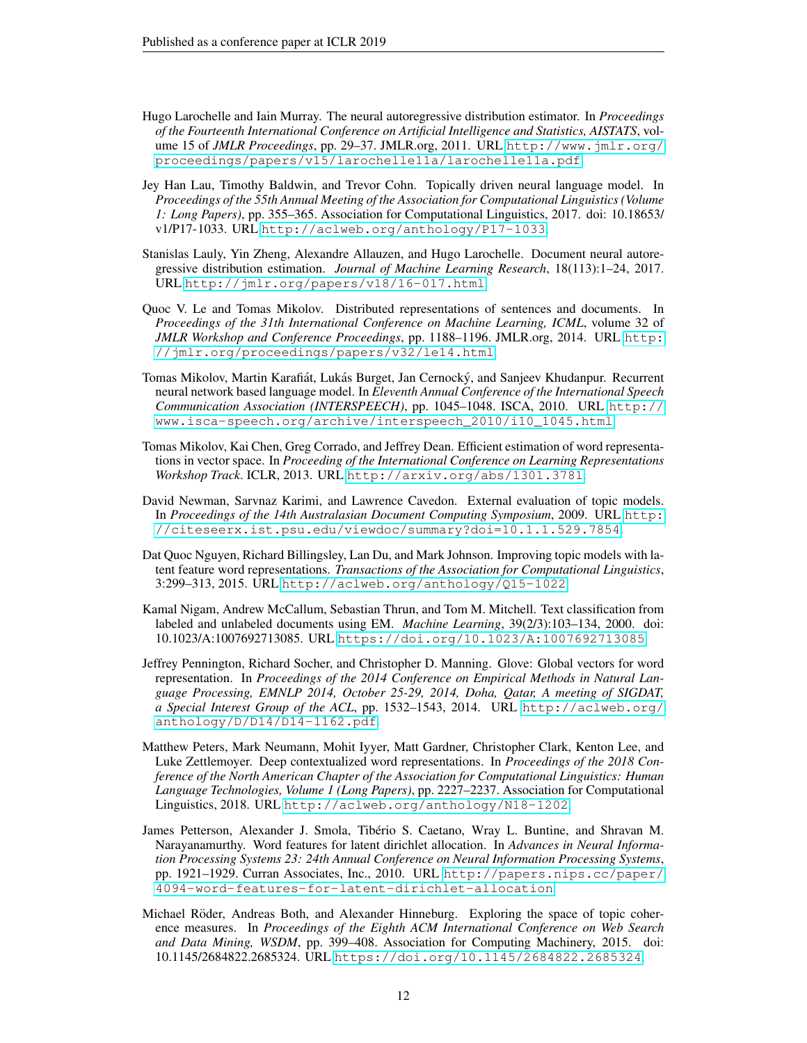Hugo Larochelle and Iain Murray. The neural autoregressive distribution estimator. In *Proceedings of the Fourteenth International Conference on Artificial Intelligence and Statistics, AISTATS*, volume 15 of *JMLR Proceedings*, pp. 29–37. JMLR.org, 2011. URL http://www.jmlr.org/proceedings/papers/v15/larochelle11a/larochelle11a.pdf.

Jey Han Lau, Timothy Baldwin, and Trevor Cohn. Topically driven neural language model. In *Proceedings of the 55th Annual Meeting of the Association for Computational Linguistics (Volume 1: Long Papers)*, pp. 355–365. Association for Computational Linguistics, 2017. doi: 10.18653/v1/P17-1033. URL http://aclweb.org/anthology/P17-1033.

Stanislas Lauly, Yin Zheng, Alexandre Allauzen, and Hugo Larochelle. Document neural autoregressive distribution estimation. *Journal of Machine Learning Research*, 18(113):1–24, 2017. URL http://jmlr.org/papers/v18/16-017.html.

Quoc V. Le and Tomas Mikolov. Distributed representations of sentences and documents. In *Proceedings of the 31th International Conference on Machine Learning, ICML*, volume 32 of *JMLR Workshop and Conference Proceedings*, pp. 1188–1196. JMLR.org, 2014. URL http://jmlr.org/proceedings/papers/v32/le14.html.

Tomas Mikolov, Martin Karafiát, Lukás Burget, Jan Cernocký, and Sanjeev Khudanpur. Recurrent neural network based language model. In *Eleventh Annual Conference of the International Speech Communication Association (INTERSPEECH)*, pp. 1045–1048. ISCA, 2010. URL http://www.isca-speech.org/archive/interspeech_2010/i10_1045.html.

Tomas Mikolov, Kai Chen, Greg Corrado, and Jeffrey Dean. Efficient estimation of word representations in vector space. In *Proceeding of the International Conference on Learning Representations Workshop Track*. ICLR, 2013. URL http://arxiv.org/abs/1301.3781.

David Newman, Sarvnaz Karimi, and Lawrence Cavedon. External evaluation of topic models. In *Proceedings of the 14th Australasian Document Computing Symposium*, 2009. URL http://citeseerx.ist.psu.edu/viewdoc/summary?doi=10.1.1.529.7854.

Dat Quoc Nguyen, Richard Billingsley, Lan Du, and Mark Johnson. Improving topic models with latent feature word representations. *Transactions of the Association for Computational Linguistics*, 3:299–313, 2015. URL http://aclweb.org/anthology/Q15-1022.

Kamal Nigam, Andrew McCallum, Sebastian Thrun, and Tom M. Mitchell. Text classification from labeled and unlabeled documents using EM. *Machine Learning*, 39(2/3):103–134, 2000. doi: 10.1023/A:1007692713085. URL https://doi.org/10.1023/A:1007692713085.

Jeffrey Pennington, Richard Socher, and Christopher D. Manning. Glove: Global vectors for word representation. In *Proceedings of the 2014 Conference on Empirical Methods in Natural Language Processing, EMNLP 2014, October 25-29, 2014, Doha, Qatar, A meeting of SIGDAT, a Special Interest Group of the ACL*, pp. 1532–1543, 2014. URL http://aclweb.org/anthology/D/D14/D14-1162.pdf.

Matthew Peters, Mark Neumann, Mohit Iyyer, Matt Gardner, Christopher Clark, Kenton Lee, and Luke Zettlemoyer. Deep contextualized word representations. In *Proceedings of the 2018 Conference of the North American Chapter of the Association for Computational Linguistics: Human Language Technologies, Volume 1 (Long Papers)*, pp. 2227–2237. Association for Computational Linguistics, 2018. URL http://aclweb.org/anthology/N18-1202.

James Petterson, Alexander J. Smola, Tibério S. Caetano, Wray L. Buntine, and Shravan M. Narayanamurthy. Word features for latent dirichlet allocation. In *Advances in Neural Information Processing Systems 23: 24th Annual Conference on Neural Information Processing Systems*, pp. 1921–1929. Curran Associates, Inc., 2010. URL http://papers.nips.cc/paper/4094-word-features-for-latent-dirichlet-allocation.

Michael Röder, Andreas Both, and Alexander Hinneburg. Exploring the space of topic coherence measures. In *Proceedings of the Eighth ACM International Conference on Web Search and Data Mining, WSDM*, pp. 399–408. Association for Computing Machinery, 2015. doi: 10.1145/2684822.2685324. URL https://doi.org/10.1145/2684822.2685324.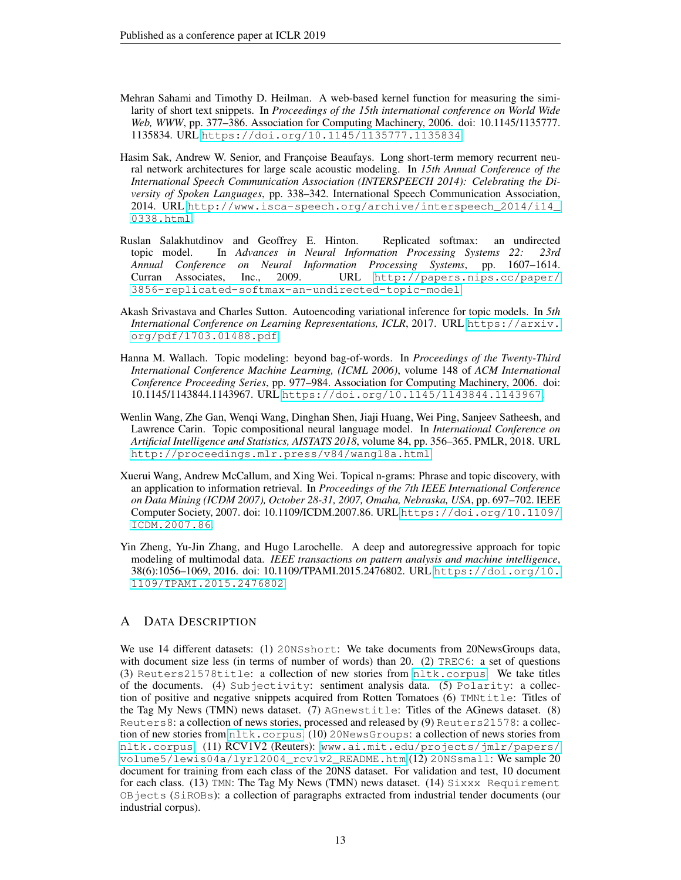Mehran Sahami and Timothy D. Heilman. A web-based kernel function for measuring the similarity of short text snippets. In *Proceedings of the 15th international conference on World Wide Web, WWW*, pp. 377–386. Association for Computing Machinery, 2006. doi: 10.1145/1135777.1135834. URL https://doi.org/10.1145/1135777.1135834.

Hasim Sak, Andrew W. Senior, and Françoise Beaufays. Long short-term memory recurrent neural network architectures for large scale acoustic modeling. In *15th Annual Conference of the International Speech Communication Association (INTERSPEECH 2014): Celebrating the Diversity of Spoken Languages*, pp. 338–342. International Speech Communication Association, 2014. URL http://www.isca-speech.org/archive/interspeech_2014/i14_0338.html.

Ruslan Salakhutdinov and Geoffrey E. Hinton. Replicated softmax: an undirected topic model. In *Advances in Neural Information Processing Systems 22: 23rd Annual Conference on Neural Information Processing Systems*, pp. 1607–1614. Curran Associates, Inc., 2009. URL http://papers.nips.cc/paper/3856-replicated-softmax-an-undirected-topic-model.

Akash Srivastava and Charles Sutton. Autoencoding variational inference for topic models. In *5th International Conference on Learning Representations, ICLR*, 2017. URL https://arxiv.org/pdf/1703.01488.pdf.

Hanna M. Wallach. Topic modeling: beyond bag-of-words. In *Proceedings of the Twenty-Third International Conference Machine Learning, (ICML 2006)*, volume 148 of *ACM International Conference Proceeding Series*, pp. 977–984. Association for Computing Machinery, 2006. doi: 10.1145/1143844.1143967. URL https://doi.org/10.1145/1143844.1143967.

Wenlin Wang, Zhe Gan, Wenqi Wang, Dinghan Shen, Jiaji Huang, Wei Ping, Sanjeev Satheesh, and Lawrence Carin. Topic compositional neural language model. In *International Conference on Artificial Intelligence and Statistics, AISTATS 2018*, volume 84, pp. 356–365. PMLR, 2018. URL http://proceedings.mlr.press/v84/wang18a.html.

Xuerui Wang, Andrew McCallum, and Xing Wei. Topical n-grams: Phrase and topic discovery, with an application to information retrieval. In *Proceedings of the 7th IEEE International Conference on Data Mining (ICDM 2007), October 28-31, 2007, Omaha, Nebraska, USA*, pp. 697–702. IEEE Computer Society, 2007. doi: 10.1109/ICDM.2007.86. URL https://doi.org/10.1109/ICDM.2007.86.

Yin Zheng, Yu-Jin Zhang, and Hugo Larochelle. A deep and autoregressive approach for topic modeling of multimodal data. *IEEE transactions on pattern analysis and machine intelligence*, 38(6):1056–1069, 2016. doi: 10.1109/TPAMI.2015.2476802. URL https://doi.org/10.1109/TPAMI.2015.2476802.

## A Data Description

We use 14 different datasets: (1) `20NSshort`: We take documents from 20NewsGroups data, with document size less (in terms of number of words) than 20. (2) `TREC6`: a set of questions (3) `Reuters21578title`: a collection of new stories from `nltk.corpus`. We take titles of the documents. (4) `Subjectivity`: sentiment analysis data. (5) `Polarity`: a collection of positive and negative snippets acquired from Rotten Tomatoes (6) `TMNtitle`: Titles of the Tag My News (TMN) news dataset. (7) `AGnewstitle`: Titles of the AGnews dataset. (8) `Reuters8`: a collection of news stories, processed and released by (9) `Reuters21578`: a collection of new stories from `nltk.corpus`. (10) `20NewsGroups`: a collection of news stories from `nltk.corpus`. (11) RCV1V2 (Reuters): `www.ai.mit.edu/projects/jmlr/papers/volume5/lewis04a/lyrl2004_rcv1v2_README.htm` (12) `20NSsmall`: We sample 20 document for training from each class of the 20NS dataset. For validation and test, 10 document for each class. (13) `TMN`: The Tag My News (TMN) news dataset. (14) `Sixxx Requirement OBjects` (`SiROBs`): a collection of paragraphs extracted from industrial tender documents (our industrial corpus).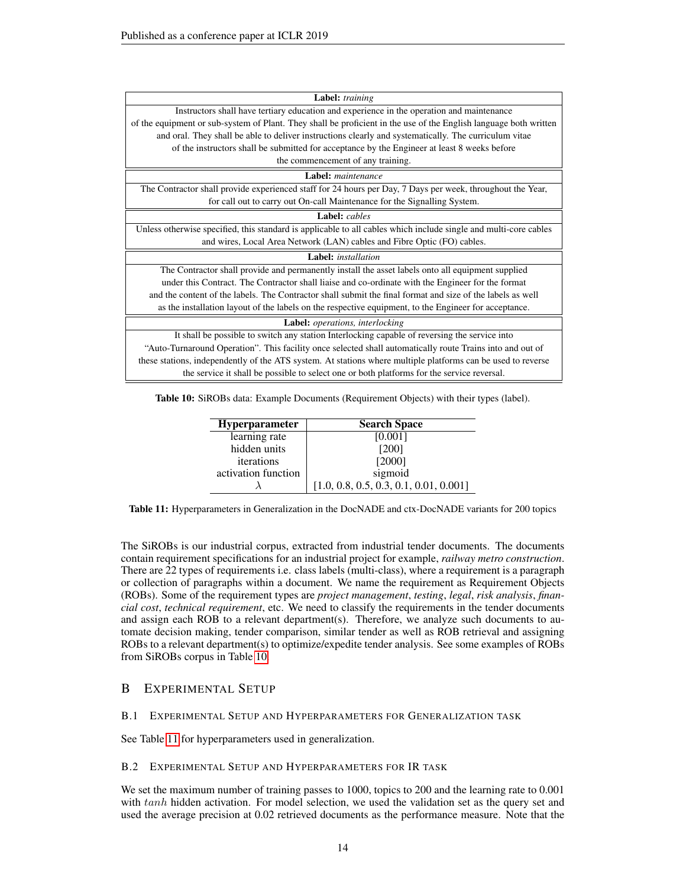| **Label:** *training* |
|---|
| Instructors shall have tertiary education and experience in the operation and maintenance of the equipment or sub-system of Plant. They shall be proficient in the use of the English language both written and oral. They shall be able to deliver instructions clearly and systematically. The curriculum vitae of the instructors shall be submitted for acceptance by the Engineer at least 8 weeks before the commencement of any training. |
| **Label:** *maintenance* |
| The Contractor shall provide experienced staff for 24 hours per Day, 7 Days per week, throughout the Year, for call out to carry out On-call Maintenance for the Signalling System. |
| **Label:** *cables* |
| Unless otherwise specified, this standard is applicable to all cables which include single and multi-core cables and wires, Local Area Network (LAN) cables and Fibre Optic (FO) cables. |
| **Label:** *installation* |
| The Contractor shall provide and permanently install the asset labels onto all equipment supplied under this Contract. The Contractor shall liaise and co-ordinate with the Engineer for the format and the content of the labels. The Contractor shall submit the final format and size of the labels as well as the installation layout of the labels on the respective equipment, to the Engineer for acceptance. |
| **Label:** *operations, interlocking* |
| It shall be possible to switch any station Interlocking capable of reversing the service into "Auto-Turnaround Operation". This facility once selected shall automatically route Trains into and out of these stations, independently of the ATS system. At stations where multiple platforms can be used to reverse the service it shall be possible to select one or both platforms for the service reversal. |

**Table 10:** SiROBs data: Example Documents (Requirement Objects) with their types (label).

| Hyperparameter | Search Space |
|---|---|
| learning rate | [0.001] |
| hidden units | [200] |
| iterations | [2000] |
| activation function | sigmoid |
| $\lambda$ | [1.0, 0.8, 0.5, 0.3, 0.1, 0.01, 0.001] |

**Table 11:** Hyperparameters in Generalization in the DocNADE and ctx-DocNADE variants for 200 topics

The SiROBs is our industrial corpus, extracted from industrial tender documents. The documents contain requirement specifications for an industrial project for example, *railway metro construction*. There are 22 types of requirements i.e. class labels (multi-class), where a requirement is a paragraph or collection of paragraphs within a document. We name the requirement as Requirement Objects (ROBs). Some of the requirement types are *project management*, *testing*, *legal*, *risk analysis*, *financial cost*, *technical requirement*, etc. We need to classify the requirements in the tender documents and assign each ROB to a relevant department(s). Therefore, we analyze such documents to automate decision making, tender comparison, similar tender as well as ROB retrieval and assigning ROBs to a relevant department(s) to optimize/expedite tender analysis. See some examples of ROBs from SiROBs corpus in Table 10.

## B Experimental Setup

### B.1 Experimental Setup and Hyperparameters for Generalization task

See Table 11 for hyperparameters used in generalization.

### B.2 Experimental Setup and Hyperparameters for IR task

We set the maximum number of training passes to 1000, topics to 200 and the learning rate to 0.001 with $tanh$ hidden activation. For model selection, we used the validation set as the query set and used the average precision at 0.02 retrieved documents as the performance measure. Note that the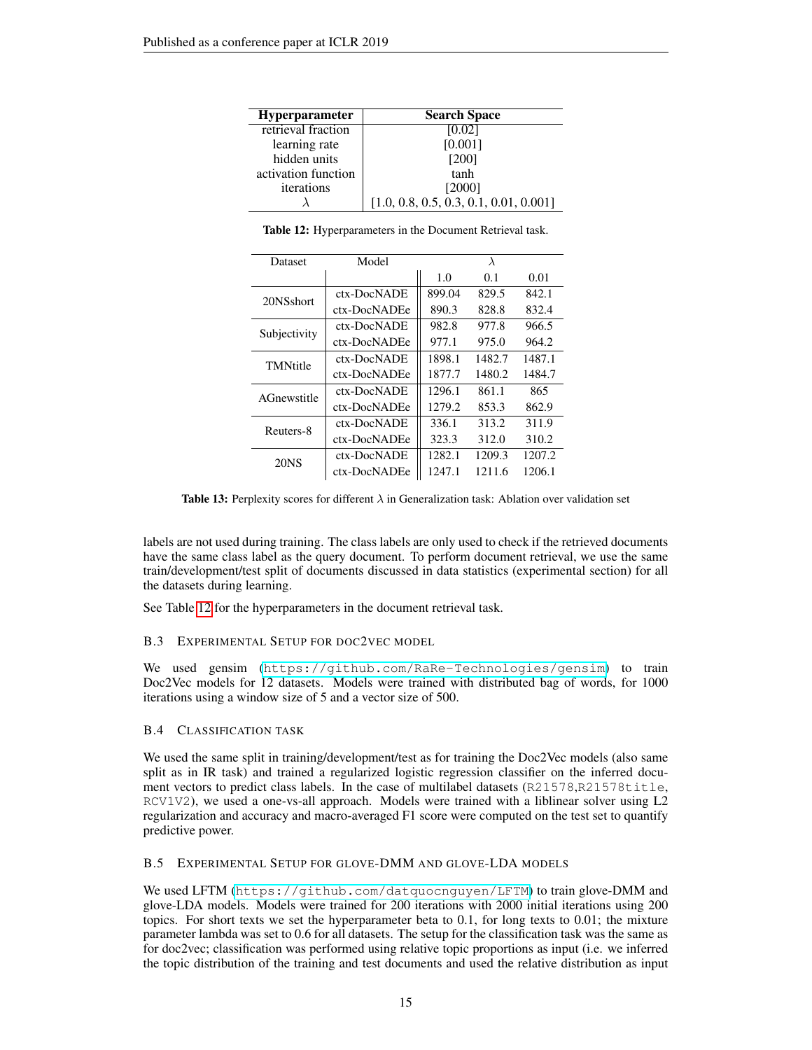| Hyperparameter | Search Space |
|---|---|
| retrieval fraction | [0.02] |
| learning rate | [0.001] |
| hidden units | [200] |
| activation function | tanh |
| iterations | [2000] |
| $\lambda$ | [1.0, 0.8, 0.5, 0.3, 0.1, 0.01, 0.001] |

**Table 12:** Hyperparameters in the Document Retrieval task.

| Dataset | Model | $\lambda$ | | |
|---|---|---|---|---|
| | | 1.0 | 0.1 | 0.01 |
| 20NSshort | ctx-DocNADE | 899.04 | 829.5 | 842.1 |
| | ctx-DocNADEe | 890.3 | 828.8 | 832.4 |
| Subjectivity | ctx-DocNADE | 982.8 | 977.8 | 966.5 |
| | ctx-DocNADEe | 977.1 | 975.0 | 964.2 |
| TMNtitle | ctx-DocNADE | 1898.1 | 1482.7 | 1487.1 |
| | ctx-DocNADEe | 1877.7 | 1480.2 | 1484.7 |
| AGnewstitle | ctx-DocNADE | 1296.1 | 861.1 | 865 |
| | ctx-DocNADEe | 1279.2 | 853.3 | 862.9 |
| Reuters-8 | ctx-DocNADE | 336.1 | 313.2 | 311.9 |
| | ctx-DocNADEe | 323.3 | 312.0 | 310.2 |
| 20NS | ctx-DocNADE | 1282.1 | 1209.3 | 1207.2 |
| | ctx-DocNADEe | 1247.1 | 1211.6 | 1206.1 |

**Table 13:** Perplexity scores for different $\lambda$ in Generalization task: Ablation over validation set

labels are not used during training. The class labels are only used to check if the retrieved documents have the same class label as the query document. To perform document retrieval, we use the same train/development/test split of documents discussed in data statistics (experimental section) for all the datasets during learning.

See Table 12 for the hyperparameters in the document retrieval task.

### B.3 Experimental Setup for doc2vec model

We used gensim (https://github.com/RaRe-Technologies/gensim) to train Doc2Vec models for 12 datasets. Models were trained with distributed bag of words, for 1000 iterations using a window size of 5 and a vector size of 500.

### B.4 Classification task

We used the same split in training/development/test as for training the Doc2Vec models (also same split as in IR task) and trained a regularized logistic regression classifier on the inferred document vectors to predict class labels. In the case of multilabel datasets (R21578,R21578title, RCV1V2), we used a one-vs-all approach. Models were trained with a liblinear solver using L2 regularization and accuracy and macro-averaged F1 score were computed on the test set to quantify predictive power.

### B.5 Experimental Setup for glove-DMM and glove-LDA models

We used LFTM (https://github.com/datquocnguyen/LFTM) to train glove-DMM and glove-LDA models. Models were trained for 200 iterations with 2000 initial iterations using 200 topics. For short texts we set the hyperparameter beta to 0.1, for long texts to 0.01; the mixture parameter lambda was set to 0.6 for all datasets. The setup for the classification task was the same as for doc2vec; classification was performed using relative topic proportions as input (i.e. we inferred the topic distribution of the training and test documents and used the relative distribution as input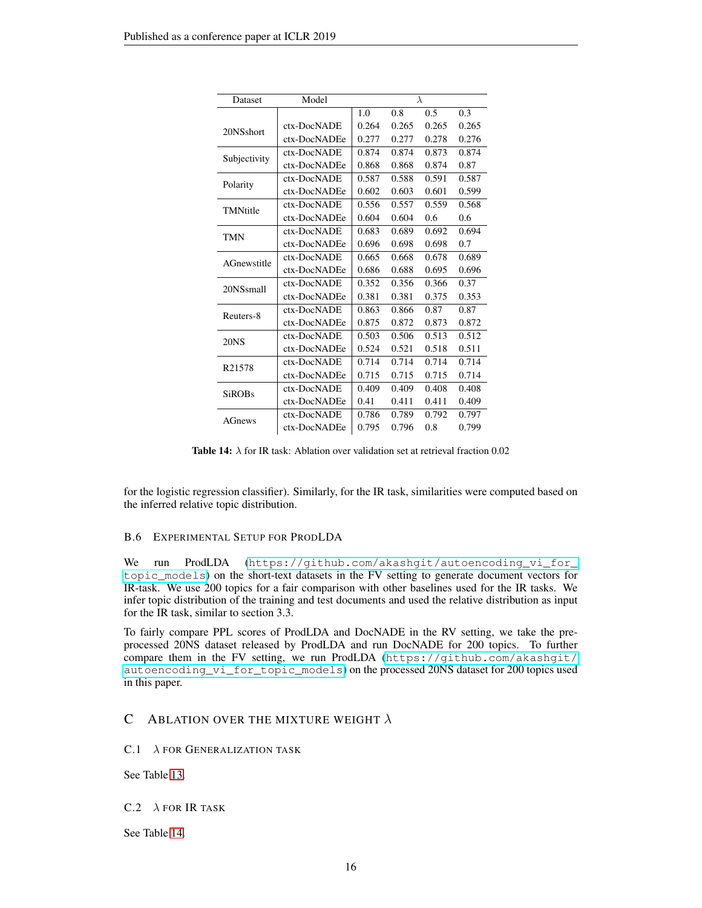| Dataset | Model | λ | | | |
|---|---|---|---|---|---|
| | | 1.0 | 0.8 | 0.5 | 0.3 |
| 20NSshort | ctx-DocNADE | 0.264 | 0.265 | 0.265 | 0.265 |
| | ctx-DocNADEe | 0.277 | 0.277 | 0.278 | 0.276 |
| Subjectivity | ctx-DocNADE | 0.874 | 0.874 | 0.873 | 0.874 |
| | ctx-DocNADEe | 0.868 | 0.868 | 0.874 | 0.87 |
| Polarity | ctx-DocNADE | 0.587 | 0.588 | 0.591 | 0.587 |
| | ctx-DocNADEe | 0.602 | 0.603 | 0.601 | 0.599 |
| TMNtitle | ctx-DocNADE | 0.556 | 0.557 | 0.559 | 0.568 |
| | ctx-DocNADEe | 0.604 | 0.604 | 0.6 | 0.6 |
| TMN | ctx-DocNADE | 0.683 | 0.689 | 0.692 | 0.694 |
| | ctx-DocNADEe | 0.696 | 0.698 | 0.698 | 0.7 |
| AGnewstitle | ctx-DocNADE | 0.665 | 0.668 | 0.678 | 0.689 |
| | ctx-DocNADEe | 0.686 | 0.688 | 0.695 | 0.696 |
| 20NSsmall | ctx-DocNADE | 0.352 | 0.356 | 0.366 | 0.37 |
| | ctx-DocNADEe | 0.381 | 0.381 | 0.375 | 0.353 |
| Reuters-8 | ctx-DocNADE | 0.863 | 0.866 | 0.87 | 0.87 |
| | ctx-DocNADEe | 0.875 | 0.872 | 0.873 | 0.872 |
| 20NS | ctx-DocNADE | 0.503 | 0.506 | 0.513 | 0.512 |
| | ctx-DocNADEe | 0.524 | 0.521 | 0.518 | 0.511 |
| R21578 | ctx-DocNADE | 0.714 | 0.714 | 0.714 | 0.714 |
| | ctx-DocNADEe | 0.715 | 0.715 | 0.715 | 0.714 |
| SiROBs | ctx-DocNADE | 0.409 | 0.409 | 0.408 | 0.408 |
| | ctx-DocNADEe | 0.41 | 0.411 | 0.411 | 0.409 |
| AGnews | ctx-DocNADE | 0.786 | 0.789 | 0.792 | 0.797 |
| | ctx-DocNADEe | 0.795 | 0.796 | 0.8 | 0.799 |

**Table 14:** $\lambda$ for IR task: Ablation over validation set at retrieval fraction 0.02

for the logistic regression classifier). Similarly, for the IR task, similarities were computed based on the inferred relative topic distribution.

### B.6 Experimental Setup for ProdLDA

We run ProdLDA (https://github.com/akashgit/autoencoding_vi_for_topic_models) on the short-text datasets in the FV setting to generate document vectors for IR-task. We use 200 topics for a fair comparison with other baselines used for the IR tasks. We infer topic distribution of the training and test documents and used the relative distribution as input for the IR task, similar to section 3.3.

To fairly compare PPL scores of ProdLDA and DocNADE in the RV setting, we take the preprocessed 20NS dataset released by ProdLDA and run DocNADE for 200 topics. To further compare them in the FV setting, we run ProdLDA (https://github.com/akashgit/autoencoding_vi_for_topic_models) on the processed 20NS dataset for 200 topics used in this paper.

## C Ablation over the Mixture Weight $\lambda$

### C.1 $\lambda$ for Generalization Task

See Table 13.

### C.2 $\lambda$ for IR Task

See Table 14.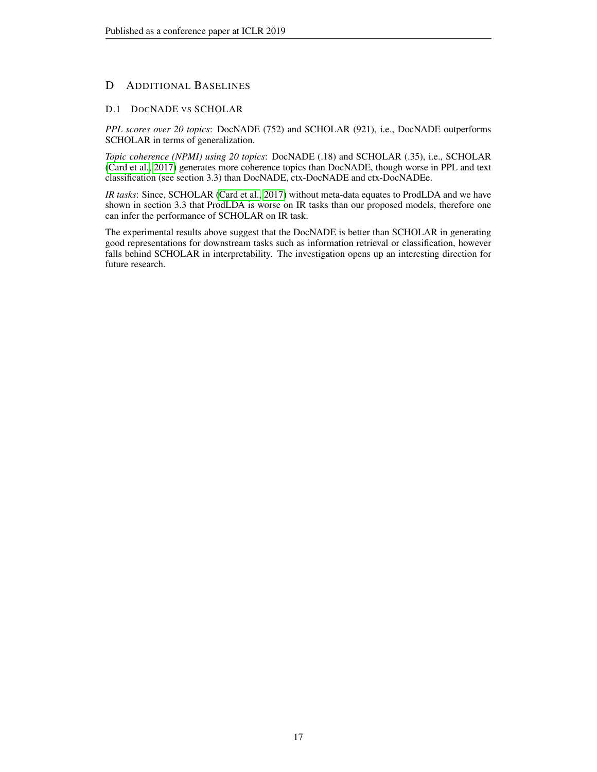# D Additional Baselines

## D.1 DocNADE vs SCHOLAR

*PPL scores over 20 topics*: DocNADE (752) and SCHOLAR (921), i.e., DocNADE outperforms SCHOLAR in terms of generalization.

*Topic coherence (NPMI) using 20 topics*: DocNADE (.18) and SCHOLAR (.35), i.e., SCHOLAR (Card et al., 2017) generates more coherence topics than DocNADE, though worse in PPL and text classification (see section 3.3) than DocNADE, ctx-DocNADE and ctx-DocNADEe.

*IR tasks*: Since, SCHOLAR (Card et al., 2017) without meta-data equates to ProdLDA and we have shown in section 3.3 that ProdLDA is worse on IR tasks than our proposed models, therefore one can infer the performance of SCHOLAR on IR task.

The experimental results above suggest that the DocNADE is better than SCHOLAR in generating good representations for downstream tasks such as information retrieval or classification, however falls behind SCHOLAR in interpretability. The investigation opens up an interesting direction for future research.